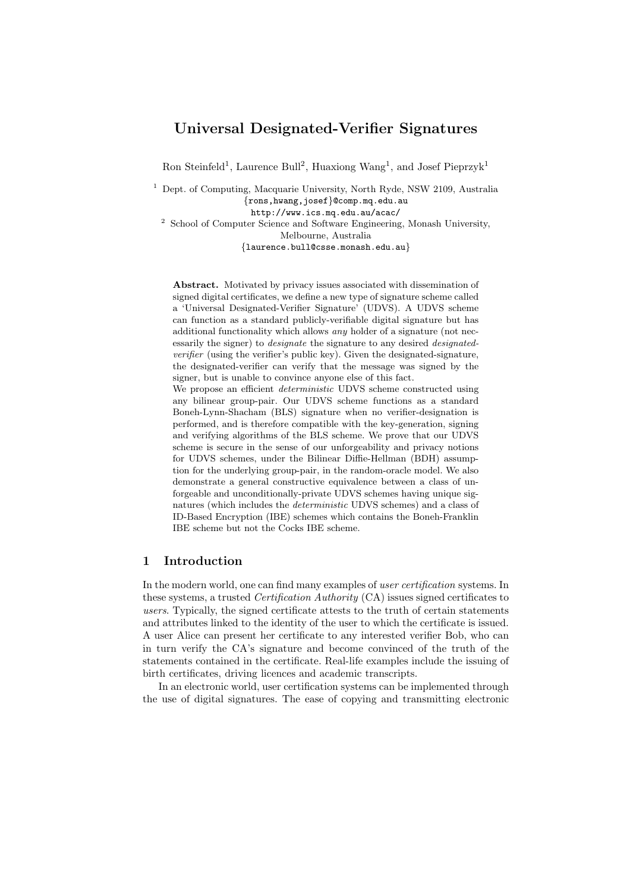# Universal Designated-Verifier Signatures

Ron Steinfeld[1], Laurence Bull[2], Huaxiong Wang[1], and Josef Pieprzyk[1]

[1] Dept. of Computing, Macquarie University, North Ryde, NSW 2109, Australia
{rons,hwang,josef}@comp.mq.edu.au
http://www.ics.mq.edu.au/acac/

[2] School of Computer Science and Software Engineering, Monash University, Melbourne, Australia
{laurence.bull@csse.monash.edu.au}

**Abstract.** Motivated by privacy issues associated with dissemination of signed digital certificates, we define a new type of signature scheme called a 'Universal Designated-Verifier Signature' (UDVS). A UDVS scheme can function as a standard publicly-verifiable digital signature but has additional functionality which allows *any* holder of a signature (not necessarily the signer) to *designate* the signature to any desired *designated-verifier* (using the verifier's public key). Given the designated-signature, the designated-verifier can verify that the message was signed by the signer, but is unable to convince anyone else of this fact.

We propose an efficient *deterministic* UDVS scheme constructed using any bilinear group-pair. Our UDVS scheme functions as a standard Boneh-Lynn-Shacham (BLS) signature when no verifier-designation is performed, and is therefore compatible with the key-generation, signing and verifying algorithms of the BLS scheme. We prove that our UDVS scheme is secure in the sense of our unforgeability and privacy notions for UDVS schemes, under the Bilinear Diffie-Hellman (BDH) assumption for the underlying group-pair, in the random-oracle model. We also demonstrate a general constructive equivalence between a class of unforgeable and unconditionally-private UDVS schemes having unique signatures (which includes the *deterministic* UDVS schemes) and a class of ID-Based Encryption (IBE) schemes which contains the Boneh-Franklin IBE scheme but not the Cocks IBE scheme.

## 1 Introduction

In the modern world, one can find many examples of *user certification* systems. In these systems, a trusted *Certification Authority* (CA) issues signed certificates to *users*. Typically, the signed certificate attests to the truth of certain statements and attributes linked to the identity of the user to which the certificate is issued. A user Alice can present her certificate to any interested verifier Bob, who can in turn verify the CA's signature and become convinced of the truth of the statements contained in the certificate. Real-life examples include the issuing of birth certificates, driving licences and academic transcripts.

In an electronic world, user certification systems can be implemented through the use of digital signatures. The ease of copying and transmitting electronic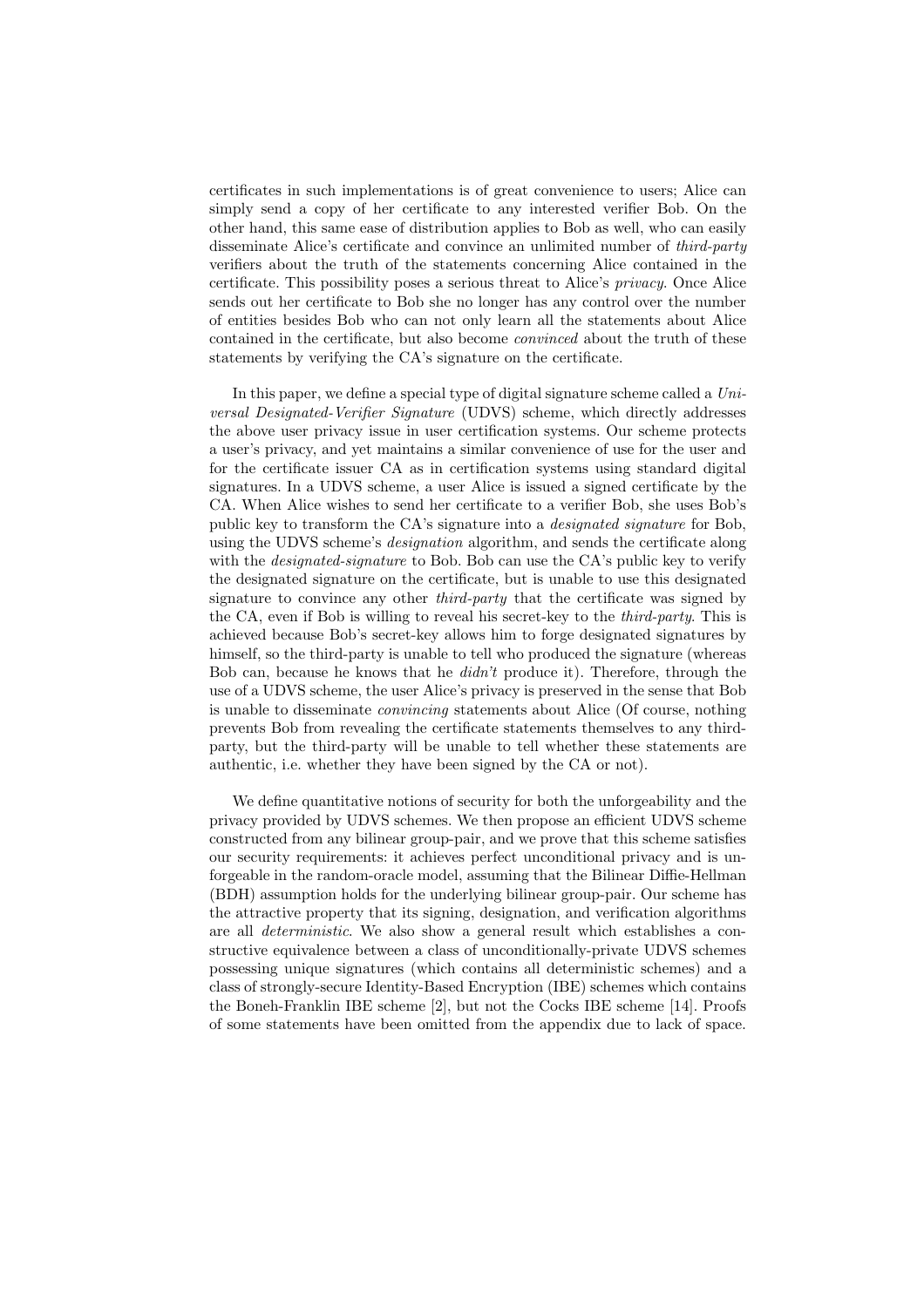certificates in such implementations is of great convenience to users; Alice can simply send a copy of her certificate to any interested verifier Bob. On the other hand, this same ease of distribution applies to Bob as well, who can easily disseminate Alice's certificate and convince an unlimited number of *third-party* verifiers about the truth of the statements concerning Alice contained in the certificate. This possibility poses a serious threat to Alice's *privacy*. Once Alice sends out her certificate to Bob she no longer has any control over the number of entities besides Bob who can not only learn all the statements about Alice contained in the certificate, but also become *convinced* about the truth of these statements by verifying the CA's signature on the certificate.

In this paper, we define a special type of digital signature scheme called a *Universal Designated-Verifier Signature* (UDVS) scheme, which directly addresses the above user privacy issue in user certification systems. Our scheme protects a user's privacy, and yet maintains a similar convenience of use for the user and for the certificate issuer CA as in certification systems using standard digital signatures. In a UDVS scheme, a user Alice is issued a signed certificate by the CA. When Alice wishes to send her certificate to a verifier Bob, she uses Bob's public key to transform the CA's signature into a *designated signature* for Bob, using the UDVS scheme's *designation* algorithm, and sends the certificate along with the *designated-signature* to Bob. Bob can use the CA's public key to verify the designated signature on the certificate, but is unable to use this designated signature to convince any other *third-party* that the certificate was signed by the CA, even if Bob is willing to reveal his secret-key to the *third-party*. This is achieved because Bob's secret-key allows him to forge designated signatures by himself, so the third-party is unable to tell who produced the signature (whereas Bob can, because he knows that he *didn't* produce it). Therefore, through the use of a UDVS scheme, the user Alice's privacy is preserved in the sense that Bob is unable to disseminate *convincing* statements about Alice (Of course, nothing prevents Bob from revealing the certificate statements themselves to any third-party, but the third-party will be unable to tell whether these statements are authentic, i.e. whether they have been signed by the CA or not).

We define quantitative notions of security for both the unforgeability and the privacy provided by UDVS schemes. We then propose an efficient UDVS scheme constructed from any bilinear group-pair, and we prove that this scheme satisfies our security requirements: it achieves perfect unconditional privacy and is unforgeable in the random-oracle model, assuming that the Bilinear Diffie-Hellman (BDH) assumption holds for the underlying bilinear group-pair. Our scheme has the attractive property that its signing, designation, and verification algorithms are all *deterministic*. We also show a general result which establishes a constructive equivalence between a class of unconditionally-private UDVS schemes possessing unique signatures (which contains all deterministic schemes) and a class of strongly-secure Identity-Based Encryption (IBE) schemes which contains the Boneh-Franklin IBE scheme [2], but not the Cocks IBE scheme [14]. Proofs of some statements have been omitted from the appendix due to lack of space.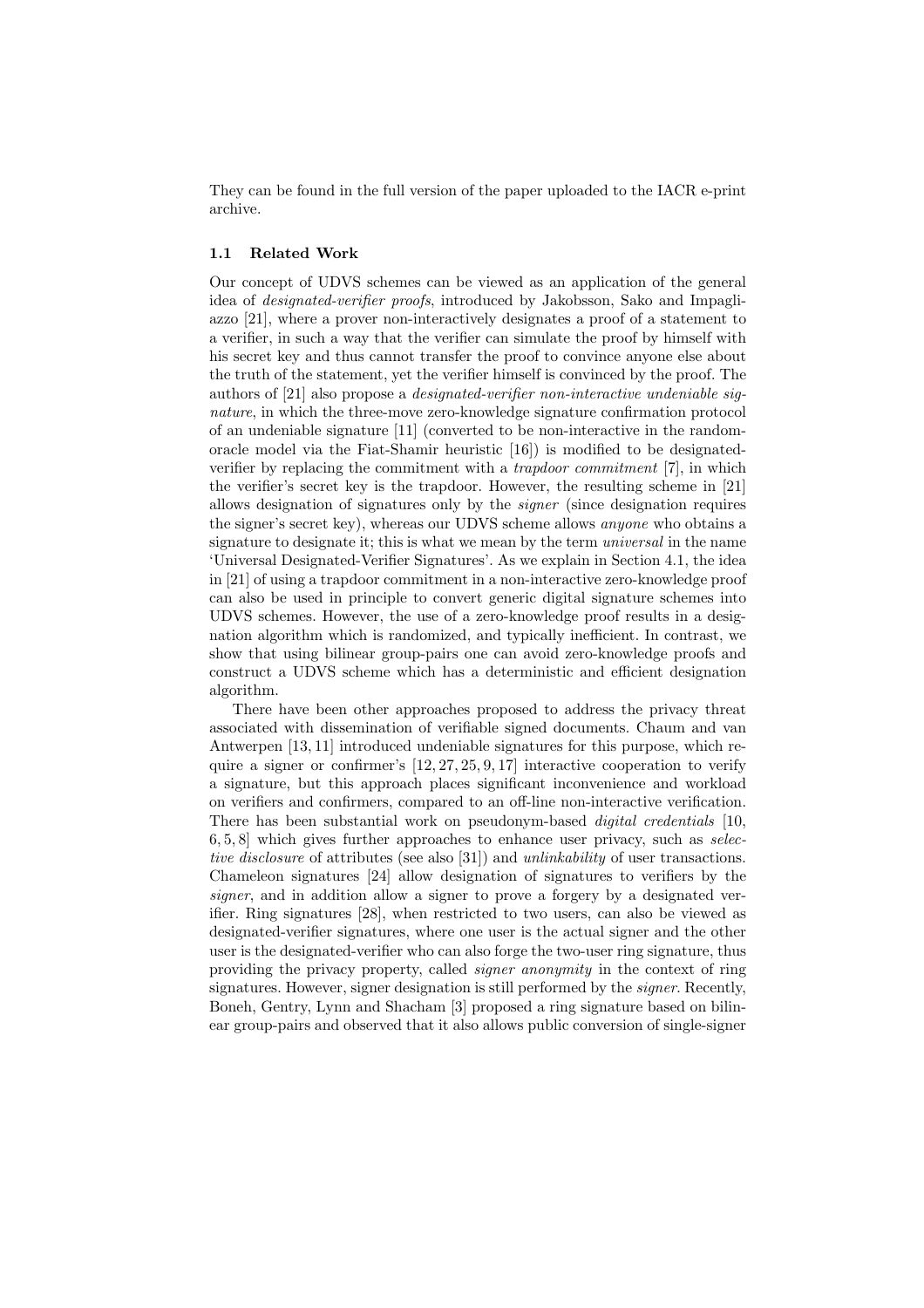They can be found in the full version of the paper uploaded to the IACR e-print archive.

### 1.1 Related Work

Our concept of UDVS schemes can be viewed as an application of the general idea of *designated-verifier proofs*, introduced by Jakobsson, Sako and Impagliazzo [21], where a prover non-interactively designates a proof of a statement to a verifier, in such a way that the verifier can simulate the proof by himself with his secret key and thus cannot transfer the proof to convince anyone else about the truth of the statement, yet the verifier himself is convinced by the proof. The authors of [21] also propose a *designated-verifier non-interactive undeniable signature*, in which the three-move zero-knowledge signature confirmation protocol of an undeniable signature [11] (converted to be non-interactive in the random-oracle model via the Fiat-Shamir heuristic [16]) is modified to be designated-verifier by replacing the commitment with a *trapdoor commitment* [7], in which the verifier's secret key is the trapdoor. However, the resulting scheme in [21] allows designation of signatures only by the *signer* (since designation requires the signer's secret key), whereas our UDVS scheme allows *anyone* who obtains a signature to designate it; this is what we mean by the term *universal* in the name 'Universal Designated-Verifier Signatures'. As we explain in Section 4.1, the idea in [21] of using a trapdoor commitment in a non-interactive zero-knowledge proof can also be used in principle to convert generic digital signature schemes into UDVS schemes. However, the use of a zero-knowledge proof results in a designation algorithm which is randomized, and typically inefficient. In contrast, we show that using bilinear group-pairs one can avoid zero-knowledge proofs and construct a UDVS scheme which has a deterministic and efficient designation algorithm.

There have been other approaches proposed to address the privacy threat associated with dissemination of verifiable signed documents. Chaum and van Antwerpen [13, 11] introduced undeniable signatures for this purpose, which require a signer or confirmer's [12, 27, 25, 9, 17] interactive cooperation to verify a signature, but this approach places significant inconvenience and workload on verifiers and confirmers, compared to an off-line non-interactive verification. There has been substantial work on pseudonym-based *digital credentials* [10, 6, 5, 8] which gives further approaches to enhance user privacy, such as *selective disclosure* of attributes (see also [31]) and *unlinkability* of user transactions. Chameleon signatures [24] allow designation of signatures to verifiers by the *signer*, and in addition allow a signer to prove a forgery by a designated verifier. Ring signatures [28], when restricted to two users, can also be viewed as designated-verifier signatures, where one user is the actual signer and the other user is the designated-verifier who can also forge the two-user ring signature, thus providing the privacy property, called *signer anonymity* in the context of ring signatures. However, signer designation is still performed by the *signer*. Recently, Boneh, Gentry, Lynn and Shacham [3] proposed a ring signature based on bilinear group-pairs and observed that it also allows public conversion of single-signer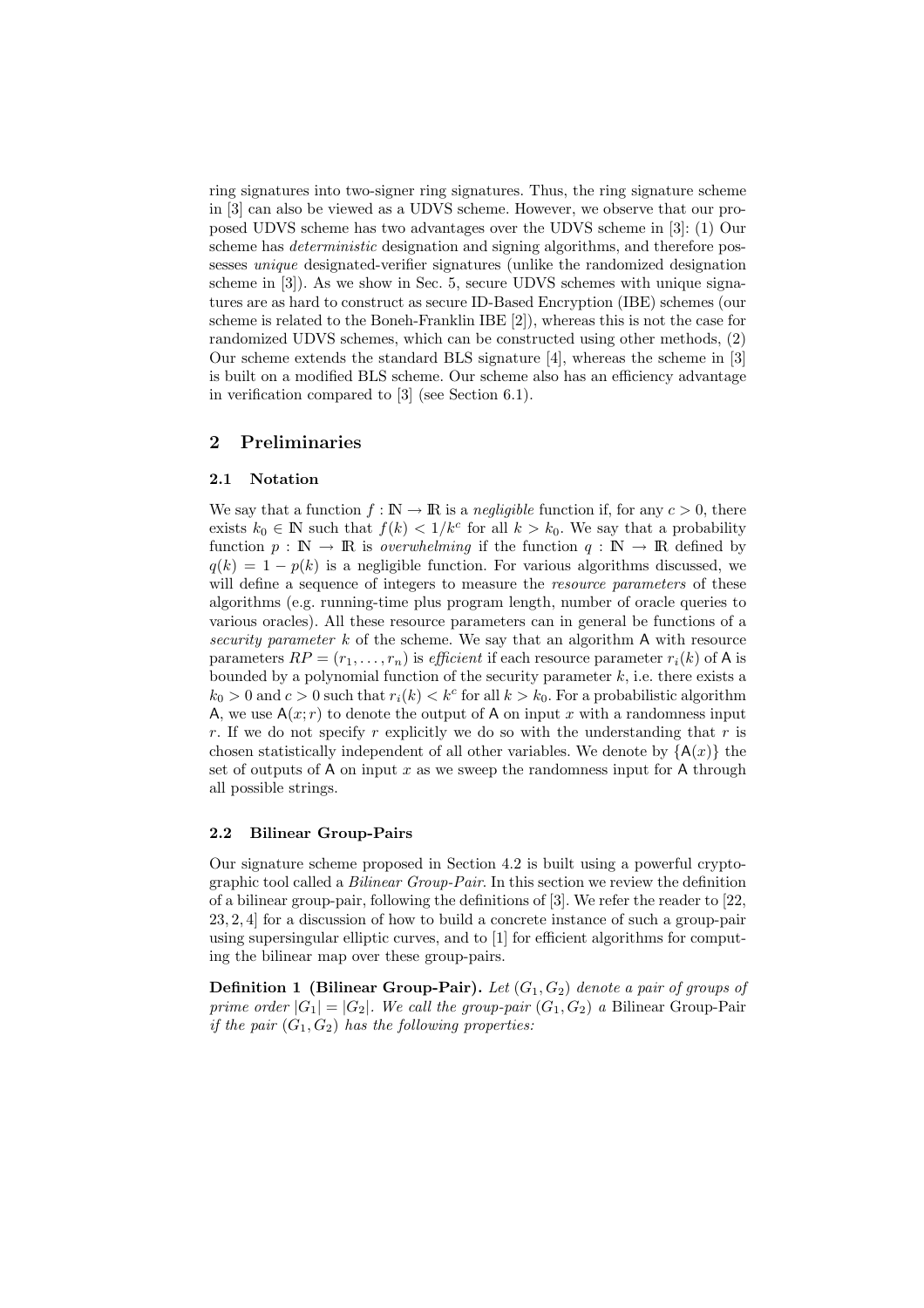ring signatures into two-signer ring signatures. Thus, the ring signature scheme in [3] can also be viewed as a UDVS scheme. However, we observe that our proposed UDVS scheme has two advantages over the UDVS scheme in [3]: (1) Our scheme has *deterministic* designation and signing algorithms, and therefore possesses *unique* designated-verifier signatures (unlike the randomized designation scheme in [3]). As we show in Sec. 5, secure UDVS schemes with unique signatures are as hard to construct as secure ID-Based Encryption (IBE) schemes (our scheme is related to the Boneh-Franklin IBE [2]), whereas this is not the case for randomized UDVS schemes, which can be constructed using other methods, (2) Our scheme extends the standard BLS signature [4], whereas the scheme in [3] is built on a modified BLS scheme. Our scheme also has an efficiency advantage in verification compared to [3] (see Section 6.1).

## 2 Preliminaries

### 2.1 Notation

We say that a function $f : \mathbb{N} \rightarrow \mathbb{R}$ is a *negligible* function if, for any $c > 0$, there exists $k_0 \in \mathbb{N}$ such that $f(k) < 1/k^c$ for all $k > k_0$. We say that a probability function $p : \mathbb{N} \rightarrow \mathbb{R}$ is *overwhelming* if the function $q : \mathbb{N} \rightarrow \mathbb{R}$ defined by $q(k) = 1 - p(k)$ is a negligible function. For various algorithms discussed, we will define a sequence of integers to measure the *resource parameters* of these algorithms (e.g. running-time plus program length, number of oracle queries to various oracles). All these resource parameters can in general be functions of a *security parameter* $k$ of the scheme. We say that an algorithm $\mathsf{A}$ with resource parameters $RP = (r_1, \ldots, r_n)$ is *efficient* if each resource parameter $r_i(k)$ of $\mathsf{A}$ is bounded by a polynomial function of the security parameter $k$, i.e. there exists a $k_0 > 0$ and $c > 0$ such that $r_i(k) < k^c$ for all $k > k_0$. For a probabilistic algorithm $\mathsf{A}$, we use $\mathsf{A}(x; r)$ to denote the output of $\mathsf{A}$ on input $x$ with a randomness input $r$. If we do not specify $r$ explicitly we do so with the understanding that $r$ is chosen statistically independent of all other variables. We denote by $\{\mathsf{A}(x)\}$ the set of outputs of $\mathsf{A}$ on input $x$ as we sweep the randomness input for $\mathsf{A}$ through all possible strings.

### 2.2 Bilinear Group-Pairs

Our signature scheme proposed in Section 4.2 is built using a powerful cryptographic tool called a *Bilinear Group-Pair*. In this section we review the definition of a bilinear group-pair, following the definitions of [3]. We refer the reader to [22, 23, 2, 4] for a discussion of how to build a concrete instance of such a group-pair using supersingular elliptic curves, and to [1] for efficient algorithms for computing the bilinear map over these group-pairs.

**Definition 1 (Bilinear Group-Pair).** *Let $(G_1, G_2)$ denote a pair of groups of prime order $|G_1| = |G_2|$. We call the group-pair $(G_1, G_2)$ a* Bilinear Group-Pair *if the pair $(G_1, G_2)$ has the following properties:*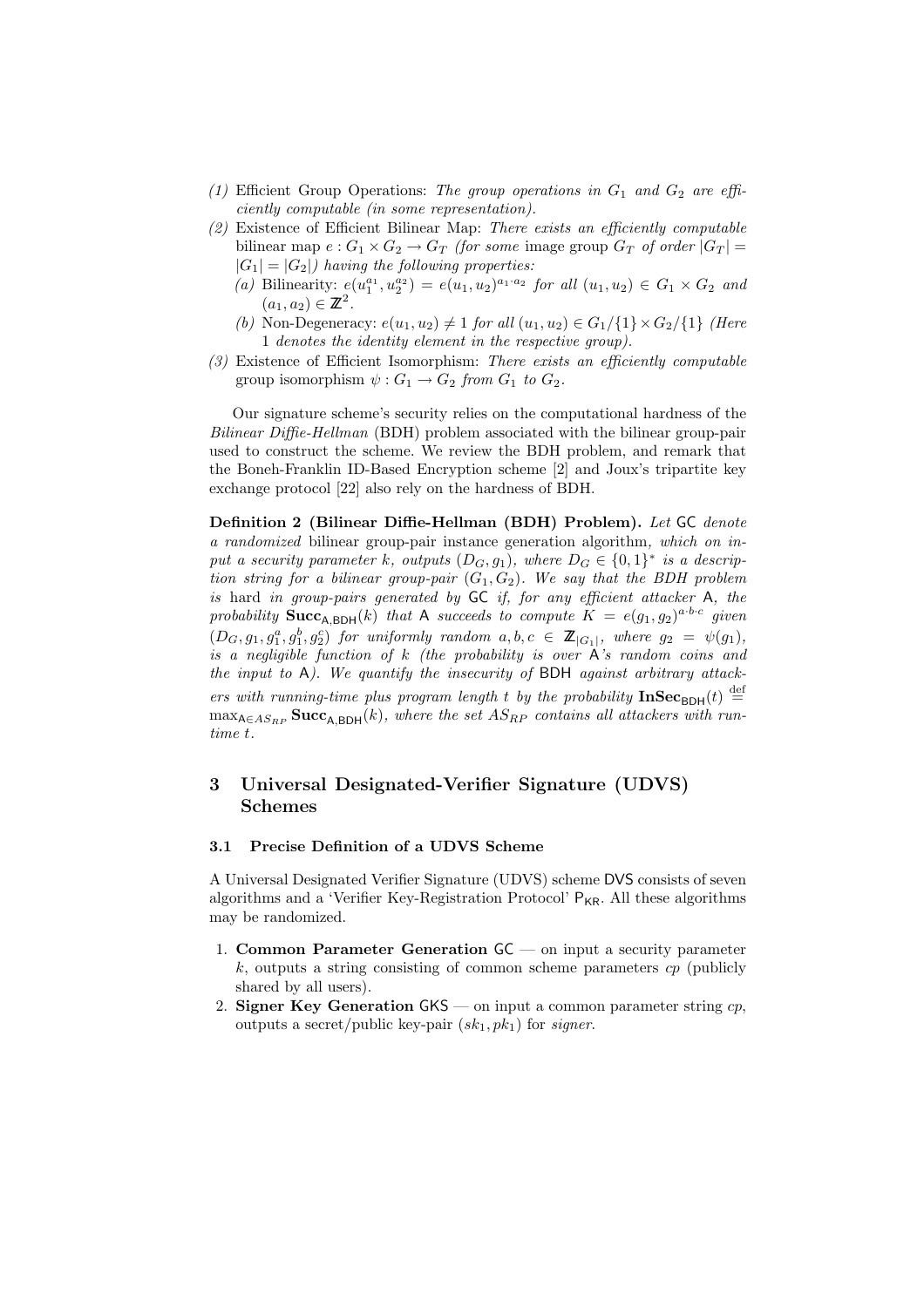*(1)* Efficient Group Operations: *The group operations in $G_1$ and $G_2$ are efficiently computable (in some representation).*

*(2)* Existence of Efficient Bilinear Map: *There exists an efficiently computable* bilinear map $e : G_1 \times G_2 \rightarrow G_T$ *(for some* image group $G_T$ *of order $|G_T| = |G_1| = |G_2|$) having the following properties:*

   *(a)* Bilinearity: $e(u_1^{a_1}, u_2^{a_2}) = e(u_1, u_2)^{a_1 \cdot a_2}$ *for all* $(u_1, u_2) \in G_1 \times G_2$ *and* $(a_1, a_2) \in \mathbb{Z}^2$.

   *(b)* Non-Degeneracy: $e(u_1, u_2) \neq 1$ *for all* $(u_1, u_2) \in G_1/\{1\} \times G_2/\{1\}$ *(Here* 1 *denotes the identity element in the respective group).*

*(3)* Existence of Efficient Isomorphism: *There exists an efficiently computable* group isomorphism $\psi : G_1 \rightarrow G_2$ *from $G_1$ to $G_2$.*

Our signature scheme's security relies on the computational hardness of the *Bilinear Diffie-Hellman* (BDH) problem associated with the bilinear group-pair used to construct the scheme. We review the BDH problem, and remark that the Boneh-Franklin ID-Based Encryption scheme [2] and Joux's tripartite key exchange protocol [22] also rely on the hardness of BDH.

**Definition 2 (Bilinear Diffie-Hellman (BDH) Problem).** *Let* $\mathsf{GC}$ *denote a randomized* bilinear group-pair instance generation algorithm*, which on input a security parameter $k$, outputs $(D_G, g_1)$, where $D_G \in \{0,1\}^*$ is a description string for a bilinear group-pair $(G_1, G_2)$. We say that the BDH problem is* hard *in group-pairs generated by* $\mathsf{GC}$ *if, for any efficient attacker* $\mathsf{A}$*, the probability* $\mathbf{Succ}_{\mathsf{A},\mathsf{BDH}}(k)$ *that* $\mathsf{A}$ *succeeds to compute $K = e(g_1, g_2)^{a \cdot b \cdot c}$ given $(D_G, g_1, g_1^a, g_1^b, g_2^c)$ for uniformly random $a, b, c \in \mathbb{Z}_{|G_1|}$, where $g_2 = \psi(g_1)$, is a negligible function of $k$ (the probability is over* $\mathsf{A}$*'s random coins and the input to* $\mathsf{A}$*). We quantify the insecurity of* $\mathsf{BDH}$ *against arbitrary attackers with running-time plus program length $t$ by the probability* $\mathbf{InSec}_{\mathsf{BDH}}(t) \stackrel{\text{def}}{=} \max_{\mathsf{A} \in AS_{RP}} \mathbf{Succ}_{\mathsf{A},\mathsf{BDH}}(k)$*, where the set $AS_{RP}$ contains all attackers with run-time $t$.*

## 3 Universal Designated-Verifier Signature (UDVS) Schemes

### 3.1 Precise Definition of a UDVS Scheme

A Universal Designated Verifier Signature (UDVS) scheme $\mathsf{DVS}$ consists of seven algorithms and a 'Verifier Key-Registration Protocol' $\mathsf{P}_{\mathsf{KR}}$. All these algorithms may be randomized.

1. **Common Parameter Generation** $\mathsf{GC}$ — on input a security parameter $k$, outputs a string consisting of common scheme parameters $cp$ (publicly shared by all users).
2. **Signer Key Generation** $\mathsf{GKS}$ — on input a common parameter string $cp$, outputs a secret/public key-pair $(sk_1, pk_1)$ for *signer*.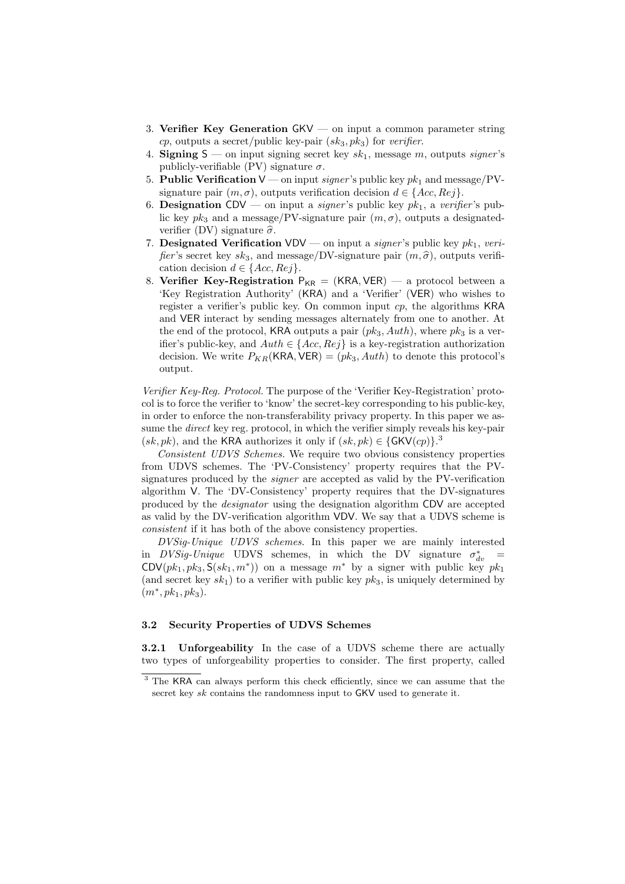3. **Verifier Key Generation** $\mathsf{GKV}$ — on input a common parameter string $cp$, outputs a secret/public key-pair $(sk_3, pk_3)$ for *verifier*.
4. **Signing** $\mathsf{S}$ — on input signing secret key $sk_1$, message $m$, outputs *signer*'s publicly-verifiable (PV) signature $\sigma$.
5. **Public Verification** $\mathsf{V}$ — on input *signer*'s public key $pk_1$ and message/PV-signature pair $(m, \sigma)$, outputs verification decision $d \in \{Acc, Rej\}$.
6. **Designation** $\mathsf{CDV}$ — on input a *signer*'s public key $pk_1$, a *verifier*'s public key $pk_3$ and a message/PV-signature pair $(m, \sigma)$, outputs a designated-verifier (DV) signature $\widehat{\sigma}$.
7. **Designated Verification** $\mathsf{VDV}$ — on input a *signer*'s public key $pk_1$, *verifier*'s secret key $sk_3$, and message/DV-signature pair $(m, \widehat{\sigma})$, outputs verification decision $d \in \{Acc, Rej\}$.
8. **Verifier Key-Registration** $\mathsf{P}_{\mathsf{KR}} = (\mathsf{KRA}, \mathsf{VER})$ — a protocol between a 'Key Registration Authority' ($\mathsf{KRA}$) and a 'Verifier' ($\mathsf{VER}$) who wishes to register a verifier's public key. On common input $cp$, the algorithms $\mathsf{KRA}$ and $\mathsf{VER}$ interact by sending messages alternately from one to another. At the end of the protocol, $\mathsf{KRA}$ outputs a pair $(pk_3, Auth)$, where $pk_3$ is a verifier's public-key, and $Auth \in \{Acc, Rej\}$ is a key-registration authorization decision. We write $P_{KR}(\mathsf{KRA}, \mathsf{VER}) = (pk_3, Auth)$ to denote this protocol's output.

*Verifier Key-Reg. Protocol.* The purpose of the 'Verifier Key-Registration' protocol is to force the verifier to 'know' the secret-key corresponding to his public-key, in order to enforce the non-transferability privacy property. In this paper we assume the *direct* key reg. protocol, in which the verifier simply reveals his key-pair $(sk, pk)$, and the $\mathsf{KRA}$ authorizes it only if $(sk, pk) \in \{\mathsf{GKV}(cp)\}$.[3]

*Consistent UDVS Schemes.* We require two obvious consistency properties from UDVS schemes. The 'PV-Consistency' property requires that the PV-signatures produced by the *signer* are accepted as valid by the PV-verification algorithm $\mathsf{V}$. The 'DV-Consistency' property requires that the DV-signatures produced by the *designator* using the designation algorithm $\mathsf{CDV}$ are accepted as valid by the DV-verification algorithm $\mathsf{VDV}$. We say that a UDVS scheme is *consistent* if it has both of the above consistency properties.

*DVSig-Unique UDVS schemes.* In this paper we are mainly interested in *DVSig-Unique* UDVS schemes, in which the DV signature $\sigma^*_{dv} = \mathsf{CDV}(pk_1, pk_3, \mathsf{S}(sk_1, m^*))$ on a message $m^*$ by a signer with public key $pk_1$ (and secret key $sk_1$) to a verifier with public key $pk_3$, is uniquely determined by $(m^*, pk_1, pk_3)$.

### 3.2 Security Properties of UDVS Schemes

**3.2.1 Unforgeability** In the case of a UDVS scheme there are actually two types of unforgeability properties to consider. The first property, called

---

[3] The $\mathsf{KRA}$ can always perform this check efficiently, since we can assume that the secret key $sk$ contains the randomness input to $\mathsf{GKV}$ used to generate it.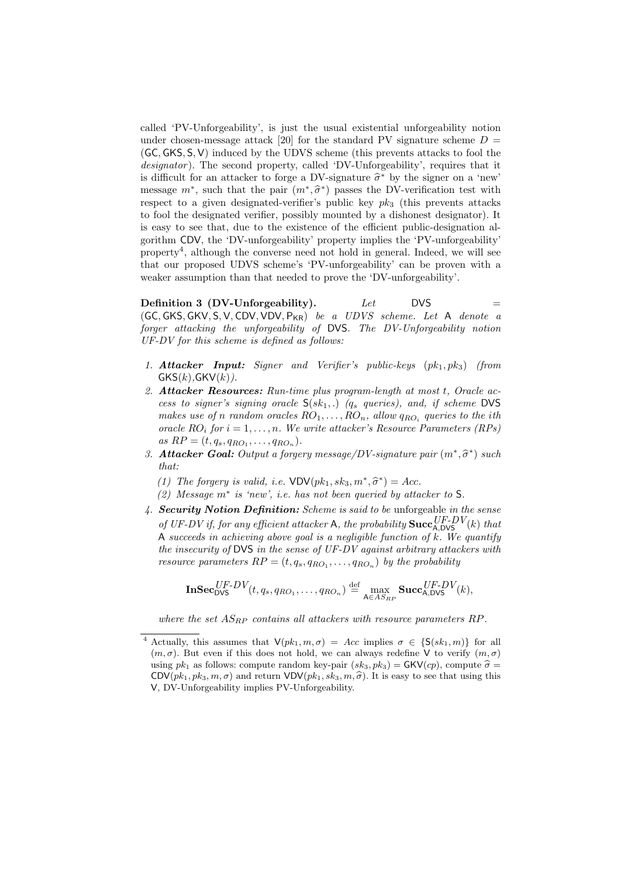called 'PV-Unforgeability', is just the usual existential unforgeability notion under chosen-message attack [20] for the standard PV signature scheme $D = (\mathsf{GC}, \mathsf{GKS}, \mathsf{S}, \mathsf{V})$ induced by the UDVS scheme (this prevents attacks to fool the *designator*). The second property, called 'DV-Unforgeability', requires that it is difficult for an attacker to forge a DV-signature $\widehat{\sigma}^*$ by the signer on a 'new' message $m^*$, such that the pair $(m^*, \widehat{\sigma}^*)$ passes the DV-verification test with respect to a given designated-verifier's public key $pk_3$ (this prevents attacks to fool the designated verifier, possibly mounted by a dishonest designator). It is easy to see that, due to the existence of the efficient public-designation algorithm $\mathsf{CDV}$, the 'DV-unforgeability' property implies the 'PV-unforgeability' property[4], although the converse need not hold in general. Indeed, we will see that our proposed UDVS scheme's 'PV-unforgeability' can be proven with a weaker assumption than that needed to prove the 'DV-unforgeability'.

**Definition 3 (DV-Unforgeability).** *Let* $\mathsf{DVS} = (\mathsf{GC}, \mathsf{GKS}, \mathsf{GKV}, \mathsf{S}, \mathsf{V}, \mathsf{CDV}, \mathsf{VDV}, \mathsf{P_{KR}})$ *be a UDVS scheme. Let* $\mathsf{A}$ *denote a forger attacking the unforgeability of* $\mathsf{DVS}$*. The DV-Unforgeability notion UF-DV for this scheme is defined as follows:*

1. ***Attacker Input:*** *Signer and Verifier's public-keys* $(pk_1, pk_3)$ *(from* $\mathsf{GKS}(k)$*,* $\mathsf{GKV}(k)$*).*
2. ***Attacker Resources:*** *Run-time plus program-length at most* $t$*, Oracle access to signer's signing oracle* $\mathsf{S}(sk_1, .)$ *(*$q_s$ *queries), and, if scheme* $\mathsf{DVS}$ *makes use of* $n$ *random oracles* $RO_1, \ldots, RO_n$*, allow* $q_{RO_i}$ *queries to the ith oracle* $RO_i$ *for* $i = 1, \ldots, n$*. We write attacker's Resource Parameters (RPs) as* $RP = (t, q_s, q_{RO_1}, \ldots, q_{RO_n})$*.*
3. ***Attacker Goal:*** *Output a forgery message/DV-signature pair* $(m^*, \widehat{\sigma}^*)$ *such that:*
   *(1) The forgery is valid, i.e.* $\mathsf{VDV}(pk_1, sk_3, m^*, \widehat{\sigma}^*) = Acc$*.*
   *(2) Message* $m^*$ *is 'new', i.e. has not been queried by attacker to* $\mathsf{S}$*.*
4. ***Security Notion Definition:*** *Scheme is said to be* unforgeable *in the sense of UF-DV if, for any efficient attacker* $\mathsf{A}$*, the probability* $\mathbf{Succ}^{UF\text{-}DV}_{\mathsf{A},\mathsf{DVS}}(k)$ *that* $\mathsf{A}$ *succeeds in achieving above goal is a negligible function of* $k$*. We quantify the insecurity of* $\mathsf{DVS}$ *in the sense of UF-DV against arbitrary attackers with resource parameters* $RP = (t, q_s, q_{RO_1}, \ldots, q_{RO_n})$ *by the probability*

$$\mathbf{InSec}^{UF\text{-}DV}_{\mathsf{DVS}}(t, q_s, q_{RO_1}, \ldots, q_{RO_n}) \stackrel{\text{def}}{=} \max_{\mathsf{A} \in AS_{RP}} \mathbf{Succ}^{UF\text{-}DV}_{\mathsf{A},\mathsf{DVS}}(k),$$

*where the set* $AS_{RP}$ *contains all attackers with resource parameters* $RP$*.*

---

[4] Actually, this assumes that $\mathsf{V}(pk_1, m, \sigma) = Acc$ implies $\sigma \in \{\mathsf{S}(sk_1, m)\}$ for all $(m, \sigma)$. But even if this does not hold, we can always redefine $\mathsf{V}$ to verify $(m, \sigma)$ using $pk_1$ as follows: compute random key-pair $(sk_3, pk_3) = \mathsf{GKV}(cp)$, compute $\widehat{\sigma} = \mathsf{CDV}(pk_1, pk_3, m, \sigma)$ and return $\mathsf{VDV}(pk_1, sk_3, m, \widehat{\sigma})$. It is easy to see that using this $\mathsf{V}$, DV-Unforgeability implies PV-Unforgeability.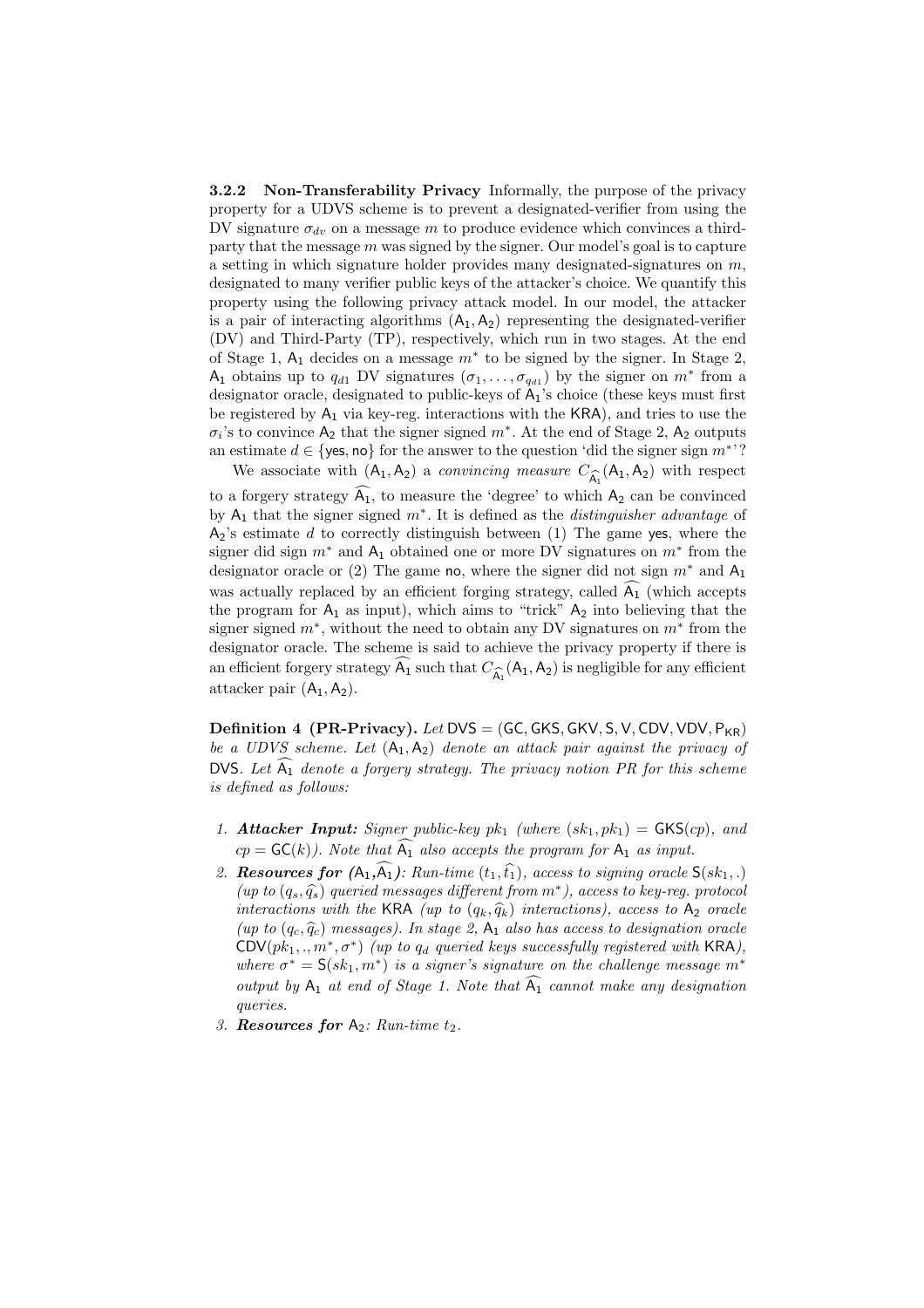#### 3.2.2 Non-Transferability Privacy

Informally, the purpose of the privacy property for a UDVS scheme is to prevent a designated-verifier from using the DV signature $\sigma_{dv}$ on a message $m$ to produce evidence which convinces a third-party that the message $m$ was signed by the signer. Our model's goal is to capture a setting in which signature holder provides many designated-signatures on $m$, designated to many verifier public keys of the attacker's choice. We quantify this property using the following privacy attack model. In our model, the attacker is a pair of interacting algorithms $(\mathsf{A}_1, \mathsf{A}_2)$ representing the designated-verifier (DV) and Third-Party (TP), respectively, which run in two stages. At the end of Stage 1, $\mathsf{A}_1$ decides on a message $m^*$ to be signed by the signer. In Stage 2, $\mathsf{A}_1$ obtains up to $q_{d1}$ DV signatures $(\sigma_1, \ldots, \sigma_{q_{d1}})$ by the signer on $m^*$ from a designator oracle, designated to public-keys of $\mathsf{A}_1$'s choice (these keys must first be registered by $\mathsf{A}_1$ via key-reg. interactions with the $\mathsf{KRA}$), and tries to use the $\sigma_i$'s to convince $\mathsf{A}_2$ that the signer signed $m^*$. At the end of Stage 2, $\mathsf{A}_2$ outputs an estimate $d \in \{\mathsf{yes}, \mathsf{no}\}$ for the answer to the question 'did the signer sign $m^*$'?

We associate with $(\mathsf{A}_1, \mathsf{A}_2)$ a *convincing measure* $C_{\widehat{\mathsf{A}_1}}(\mathsf{A}_1, \mathsf{A}_2)$ with respect to a forgery strategy $\widehat{\mathsf{A}_1}$, to measure the 'degree' to which $\mathsf{A}_2$ can be convinced by $\mathsf{A}_1$ that the signer signed $m^*$. It is defined as the *distinguisher advantage* of $\mathsf{A}_2$'s estimate $d$ to correctly distinguish between (1) The game $\mathsf{yes}$, where the signer did sign $m^*$ and $\mathsf{A}_1$ obtained one or more DV signatures on $m^*$ from the designator oracle or (2) The game $\mathsf{no}$, where the signer did not sign $m^*$ and $\mathsf{A}_1$ was actually replaced by an efficient forging strategy, called $\widehat{\mathsf{A}_1}$ (which accepts the program for $\mathsf{A}_1$ as input), which aims to "trick" $\mathsf{A}_2$ into believing that the signer signed $m^*$, without the need to obtain any DV signatures on $m^*$ from the designator oracle. The scheme is said to achieve the privacy property if there is an efficient forgery strategy $\widehat{\mathsf{A}_1}$ such that $C_{\widehat{\mathsf{A}_1}}(\mathsf{A}_1, \mathsf{A}_2)$ is negligible for any efficient attacker pair $(\mathsf{A}_1, \mathsf{A}_2)$.

**Definition 4 (PR-Privacy).** *Let $\mathsf{DVS} = (\mathsf{GC}, \mathsf{GKS}, \mathsf{GKV}, \mathsf{S}, \mathsf{V}, \mathsf{CDV}, \mathsf{VDV}, \mathsf{P}_{\mathsf{KR}})$ be a UDVS scheme. Let $(\mathsf{A}_1, \mathsf{A}_2)$ denote an attack pair against the privacy of $\mathsf{DVS}$. Let $\widehat{\mathsf{A}_1}$ denote a forgery strategy. The privacy notion PR for this scheme is defined as follows:*

1. ***Attacker Input:*** *Signer public-key $pk_1$ (where $(sk_1, pk_1) = \mathsf{GKS}(cp)$, and $cp = \mathsf{GC}(k)$). Note that $\widehat{\mathsf{A}_1}$ also accepts the program for $\mathsf{A}_1$ as input.*
2. ***Resources for $(\mathsf{A}_1, \widehat{\mathsf{A}_1})$:*** *Run-time $(t_1, \widehat{t_1})$, access to signing oracle $\mathsf{S}(sk_1, .)$ (up to $(q_s, \widehat{q_s})$ queried messages different from $m^*$), access to key-reg. protocol interactions with the $\mathsf{KRA}$ (up to $(q_k, \widehat{q_k})$ interactions), access to $\mathsf{A}_2$ oracle (up to $(q_c, \widehat{q_c})$ messages). In stage 2, $\mathsf{A}_1$ also has access to designation oracle $\mathsf{CDV}(pk_1, ., m^*, \sigma^*)$ (up to $q_d$ queried keys successfully registered with $\mathsf{KRA}$), where $\sigma^* = \mathsf{S}(sk_1, m^*)$ is a signer's signature on the challenge message $m^*$ output by $\mathsf{A}_1$ at end of Stage 1. Note that $\widehat{\mathsf{A}_1}$ cannot make any designation queries.*
3. ***Resources for*** *$\mathsf{A}_2$: Run-time $t_2$.*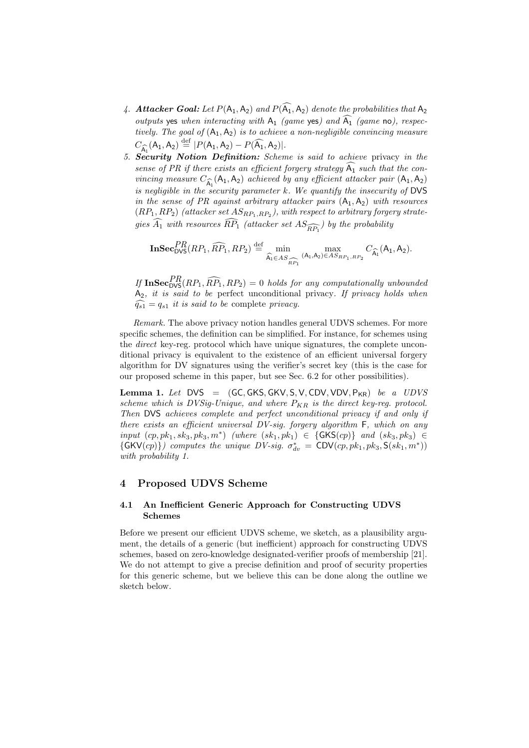4. ***Attacker Goal:*** *Let $P(\mathsf{A}_1, \mathsf{A}_2)$ and $P(\widehat{\mathsf{A}_1}, \mathsf{A}_2)$ denote the probabilities that $\mathsf{A}_2$ outputs* yes *when interacting with $\mathsf{A}_1$ (game* yes*) and $\widehat{\mathsf{A}_1}$ (game* no*), respectively. The goal of $(\mathsf{A}_1, \mathsf{A}_2)$ is to achieve a non-negligible convincing measure $C_{\widehat{\mathsf{A}_1}}(\mathsf{A}_1, \mathsf{A}_2) \stackrel{\text{def}}{=} |P(\mathsf{A}_1, \mathsf{A}_2) - P(\widehat{\mathsf{A}_1}, \mathsf{A}_2)|$.*
5. ***Security Notion Definition:*** *Scheme is said to achieve* privacy *in the sense of PR if there exists an efficient forgery strategy $\widehat{\mathsf{A}_1}$ such that the convincing measure $C_{\widehat{\mathsf{A}_1}}(\mathsf{A}_1, \mathsf{A}_2)$ achieved by any efficient attacker pair $(\mathsf{A}_1, \mathsf{A}_2)$ is negligible in the security parameter $k$. We quantify the insecurity of* DVS *in the sense of PR against arbitrary attacker pairs $(\mathsf{A}_1, \mathsf{A}_2)$ with resources $(RP_1, RP_2)$ (attacker set $AS_{RP_1,RP_2}$), with respect to arbitrary forgery strategies $\widehat{A_1}$ with resources $\widehat{RP_1}$ (attacker set $AS_{\widehat{RP_1}}$) by the probability*

$$\mathbf{InSec}^{PR}_{\mathsf{DVS}}(RP_1, \widehat{RP_1}, RP_2) \stackrel{\text{def}}{=} \min_{\widehat{\mathsf{A}_1} \in AS_{\widehat{RP_1}}} \max_{(\mathsf{A}_1,\mathsf{A}_2) \in AS_{RP_1,RP_2}} C_{\widehat{\mathsf{A}_1}}(\mathsf{A}_1, \mathsf{A}_2).$$

*If $\mathbf{InSec}^{PR}_{\mathsf{DVS}}(RP_1, \widehat{RP_1}, RP_2) = 0$ holds for any computationally unbounded $\mathsf{A}_2$, it is said to be* perfect unconditional privacy*. If privacy holds when $\widehat{q_{s1}} = q_{s1}$ it is said to be* complete *privacy.*

*Remark.* The above privacy notion handles general UDVS schemes. For more specific schemes, the definition can be simplified. For instance, for schemes using the *direct* key-reg. protocol which have unique signatures, the complete unconditional privacy is equivalent to the existence of an efficient universal forgery algorithm for DV signatures using the verifier's secret key (this is the case for our proposed scheme in this paper, but see Sec. 6.2 for other possibilities).

**Lemma 1.** *Let $\mathsf{DVS} = (\mathsf{GC}, \mathsf{GKS}, \mathsf{GKV}, \mathsf{S}, \mathsf{V}, \mathsf{CDV}, \mathsf{VDV}, \mathsf{P_{KR}})$ be a UDVS scheme which is DVSig-Unique, and where $P_{KR}$ is the direct key-reg. protocol. Then* DVS *achieves complete and perfect unconditional privacy if and only if there exists an efficient universal DV-sig. forgery algorithm* F*, which on any input $(cp, pk_1, sk_3, pk_3, m^*)$ (where $(sk_1, pk_1) \in \{\mathsf{GKS}(cp)\}$ and $(sk_3, pk_3) \in \{\mathsf{GKV}(cp)\}$) computes the unique DV-sig. $\sigma^*_{dv} = \mathsf{CDV}(cp, pk_1, pk_3, \mathsf{S}(sk_1, m^*))$ with probability 1.*

## 4 Proposed UDVS Scheme

### 4.1 An Inefficient Generic Approach for Constructing UDVS Schemes

Before we present our efficient UDVS scheme, we sketch, as a plausibility argument, the details of a generic (but inefficient) approach for constructing UDVS schemes, based on zero-knowledge designated-verifier proofs of membership [21]. We do not attempt to give a precise definition and proof of security properties for this generic scheme, but we believe this can be done along the outline we sketch below.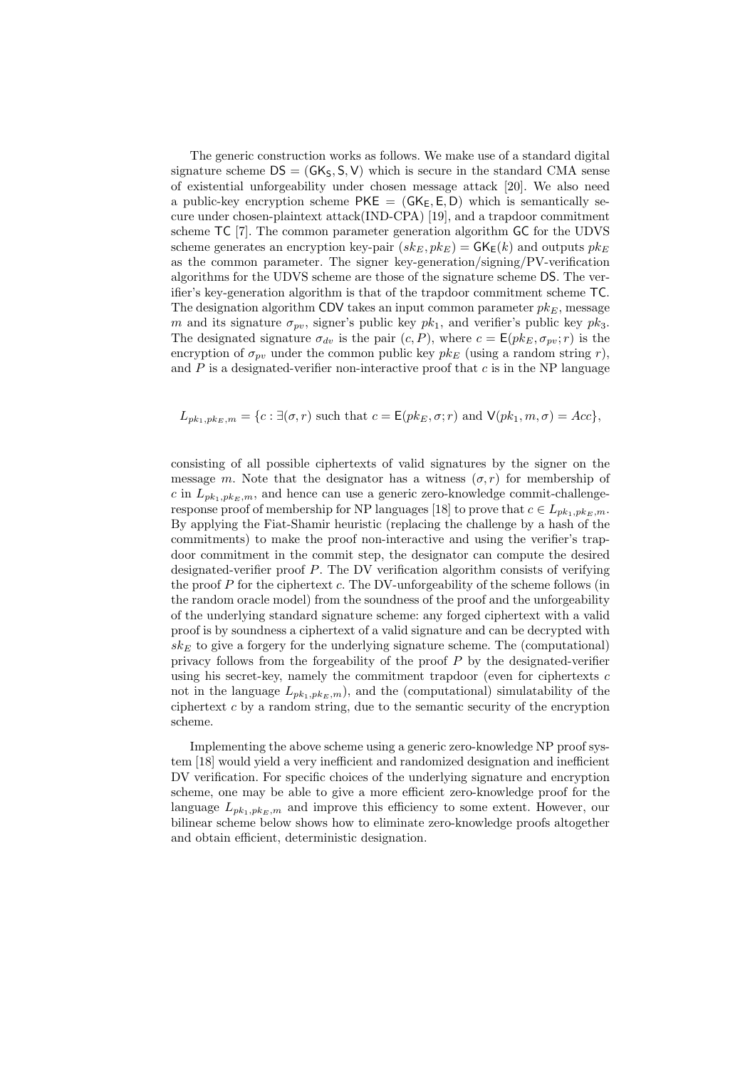The generic construction works as follows. We make use of a standard digital signature scheme $\mathsf{DS} = (\mathsf{GK_S}, \mathsf{S}, \mathsf{V})$ which is secure in the standard CMA sense of existential unforgeability under chosen message attack [20]. We also need a public-key encryption scheme $\mathsf{PKE} = (\mathsf{GK_E}, \mathsf{E}, \mathsf{D})$ which is semantically secure under chosen-plaintext attack(IND-CPA) [19], and a trapdoor commitment scheme $\mathsf{TC}$ [7]. The common parameter generation algorithm $\mathsf{GC}$ for the UDVS scheme generates an encryption key-pair $(sk_E, pk_E) = \mathsf{GK_E}(k)$ and outputs $pk_E$ as the common parameter. The signer key-generation/signing/PV-verification algorithms for the UDVS scheme are those of the signature scheme $\mathsf{DS}$. The verifier's key-generation algorithm is that of the trapdoor commitment scheme $\mathsf{TC}$. The designation algorithm $\mathsf{CDV}$ takes an input common parameter $pk_E$, message $m$ and its signature $\sigma_{pv}$, signer's public key $pk_1$, and verifier's public key $pk_3$. The designated signature $\sigma_{dv}$ is the pair $(c, P)$, where $c = \mathsf{E}(pk_E, \sigma_{pv}; r)$ is the encryption of $\sigma_{pv}$ under the common public key $pk_E$ (using a random string $r$), and $P$ is a designated-verifier non-interactive proof that $c$ is in the NP language

$$L_{pk_1, pk_E, m} = \{c : \exists(\sigma, r) \text{ such that } c = \mathsf{E}(pk_E, \sigma; r) \text{ and } \mathsf{V}(pk_1, m, \sigma) = Acc\},$$

consisting of all possible ciphertexts of valid signatures by the signer on the message $m$. Note that the designator has a witness $(\sigma, r)$ for membership of $c$ in $L_{pk_1, pk_E, m}$, and hence can use a generic zero-knowledge commit-challenge-response proof of membership for NP languages [18] to prove that $c \in L_{pk_1, pk_E, m}$. By applying the Fiat-Shamir heuristic (replacing the challenge by a hash of the commitments) to make the proof non-interactive and using the verifier's trapdoor commitment in the commit step, the designator can compute the desired designated-verifier proof $P$. The DV verification algorithm consists of verifying the proof $P$ for the ciphertext $c$. The DV-unforgeability of the scheme follows (in the random oracle model) from the soundness of the proof and the unforgeability of the underlying standard signature scheme: any forged ciphertext with a valid proof is by soundness a ciphertext of a valid signature and can be decrypted with $sk_E$ to give a forgery for the underlying signature scheme. The (computational) privacy follows from the forgeability of the proof $P$ by the designated-verifier using his secret-key, namely the commitment trapdoor (even for ciphertexts $c$ not in the language $L_{pk_1, pk_E, m}$), and the (computational) simulatability of the ciphertext $c$ by a random string, due to the semantic security of the encryption scheme.

Implementing the above scheme using a generic zero-knowledge NP proof system [18] would yield a very inefficient and randomized designation and inefficient DV verification. For specific choices of the underlying signature and encryption scheme, one may be able to give a more efficient zero-knowledge proof for the language $L_{pk_1, pk_E, m}$ and improve this efficiency to some extent. However, our bilinear scheme below shows how to eliminate zero-knowledge proofs altogether and obtain efficient, deterministic designation.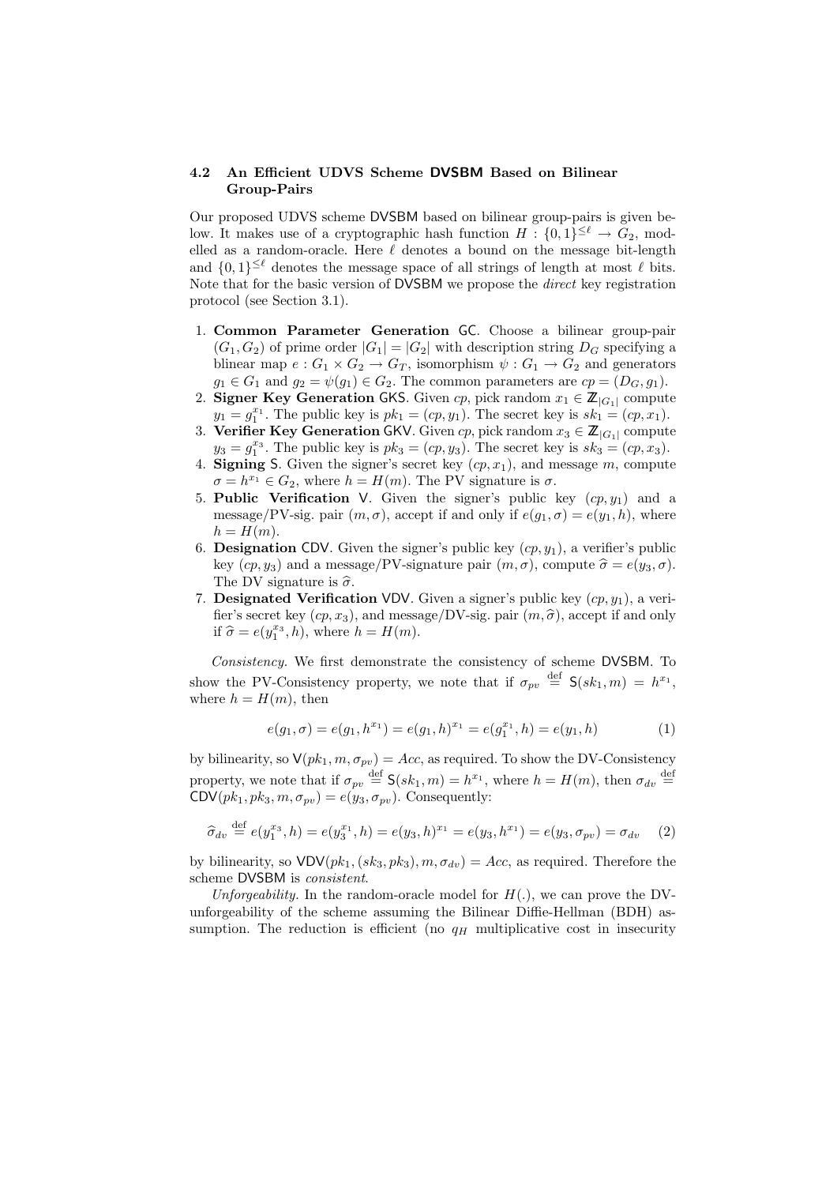### 4.2 An Efficient UDVS Scheme DVSBM Based on Bilinear Group-Pairs

Our proposed UDVS scheme DVSBM based on bilinear group-pairs is given below. It makes use of a cryptographic hash function $H : \{0,1\}^{\leq \ell} \rightarrow G_2$, modelled as a random-oracle. Here $\ell$ denotes a bound on the message bit-length and $\{0,1\}^{\leq \ell}$ denotes the message space of all strings of length at most $\ell$ bits. Note that for the basic version of DVSBM we propose the *direct* key registration protocol (see Section 3.1).

1. **Common Parameter Generation** GC. Choose a bilinear group-pair $(G_1, G_2)$ of prime order $|G_1| = |G_2|$ with description string $D_G$ specifying a blinear map $e : G_1 \times G_2 \rightarrow G_T$, isomorphism $\psi : G_1 \rightarrow G_2$ and generators $g_1 \in G_1$ and $g_2 = \psi(g_1) \in G_2$. The common parameters are $cp = (D_G, g_1)$.
2. **Signer Key Generation** GKS. Given $cp$, pick random $x_1 \in \mathbb{Z}_{|G_1|}$ compute $y_1 = g_1^{x_1}$. The public key is $pk_1 = (cp, y_1)$. The secret key is $sk_1 = (cp, x_1)$.
3. **Verifier Key Generation** GKV. Given $cp$, pick random $x_3 \in \mathbb{Z}_{|G_1|}$ compute $y_3 = g_1^{x_3}$. The public key is $pk_3 = (cp, y_3)$. The secret key is $sk_3 = (cp, x_3)$.
4. **Signing** S. Given the signer's secret key $(cp, x_1)$, and message $m$, compute $\sigma = h^{x_1} \in G_2$, where $h = H(m)$. The PV signature is $\sigma$.
5. **Public Verification** V. Given the signer's public key $(cp, y_1)$ and a message/PV-sig. pair $(m, \sigma)$, accept if and only if $e(g_1, \sigma) = e(y_1, h)$, where $h = H(m)$.
6. **Designation** CDV. Given the signer's public key $(cp, y_1)$, a verifier's public key $(cp, y_3)$ and a message/PV-signature pair $(m, \sigma)$, compute $\widehat{\sigma} = e(y_3, \sigma)$. The DV signature is $\widehat{\sigma}$.
7. **Designated Verification** VDV. Given a signer's public key $(cp, y_1)$, a verifier's secret key $(cp, x_3)$, and message/DV-sig. pair $(m, \widehat{\sigma})$, accept if and only if $\widehat{\sigma} = e(y_1^{x_3}, h)$, where $h = H(m)$.

*Consistency.* We first demonstrate the consistency of scheme DVSBM. To show the PV-Consistency property, we note that if $\sigma_{pv} \stackrel{\text{def}}{=} \mathsf{S}(sk_1, m) = h^{x_1}$, where $h = H(m)$, then

$$e(g_1, \sigma) = e(g_1, h^{x_1}) = e(g_1, h)^{x_1} = e(g_1^{x_1}, h) = e(y_1, h) \tag{1}$$

by bilinearity, so $\mathsf{V}(pk_1, m, \sigma_{pv}) = Acc$, as required. To show the DV-Consistency property, we note that if $\sigma_{pv} \stackrel{\text{def}}{=} \mathsf{S}(sk_1, m) = h^{x_1}$, where $h = H(m)$, then $\sigma_{dv} \stackrel{\text{def}}{=} \mathsf{CDV}(pk_1, pk_3, m, \sigma_{pv}) = e(y_3, \sigma_{pv})$. Consequently:

$$\widehat{\sigma}_{dv} \stackrel{\text{def}}{=} e(y_1^{x_3}, h) = e(y_3^{x_1}, h) = e(y_3, h)^{x_1} = e(y_3, h^{x_1}) = e(y_3, \sigma_{pv}) = \sigma_{dv} \tag{2}$$

by bilinearity, so $\mathsf{VDV}(pk_1, (sk_3, pk_3), m, \sigma_{dv}) = Acc$, as required. Therefore the scheme DVSBM is *consistent*.

*Unforgeability.* In the random-oracle model for $H(.)$, we can prove the DV-unforgeability of the scheme assuming the Bilinear Diffie-Hellman (BDH) assumption. The reduction is efficient (no $q_H$ multiplicative cost in insecurity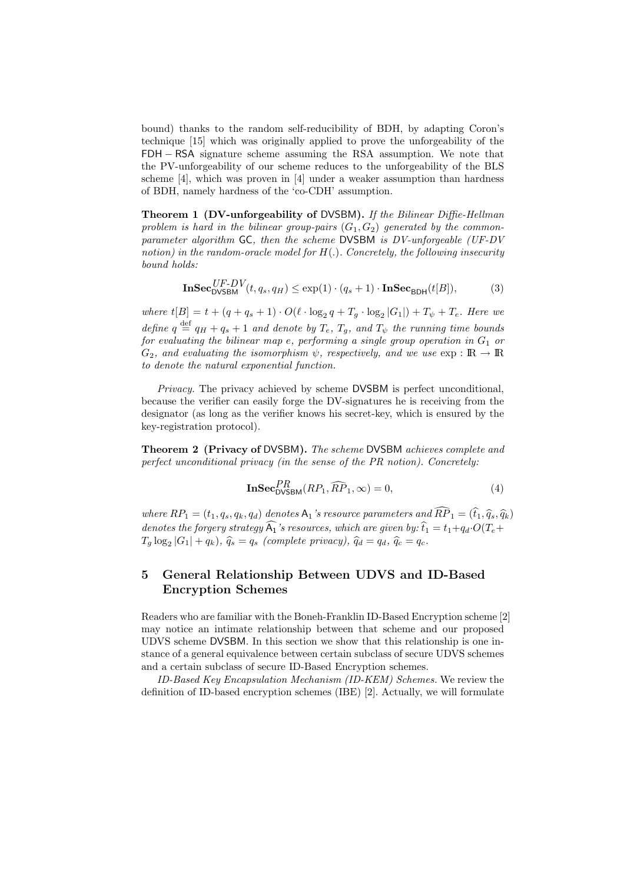bound) thanks to the random self-reducibility of BDH, by adapting Coron's technique [15] which was originally applied to prove the unforgeability of the FDH − RSA signature scheme assuming the RSA assumption. We note that the PV-unforgeability of our scheme reduces to the unforgeability of the BLS scheme [4], which was proven in [4] under a weaker assumption than hardness of BDH, namely hardness of the 'co-CDH' assumption.

**Theorem 1 (DV-unforgeability of DVSBM).** *If the Bilinear Diffie-Hellman problem is hard in the bilinear group-pairs $(G_1, G_2)$ generated by the common-parameter algorithm GC, then the scheme DVSBM is DV-unforgeable (UF-DV notion) in the random-oracle model for $H(.)$. Concretely, the following insecurity bound holds:*

$$\mathbf{InSec}^{UF\text{-}DV}_{\mathsf{DVSBM}}(t, q_s, q_H) \leq \exp(1) \cdot (q_s + 1) \cdot \mathbf{InSec}_{\mathsf{BDH}}(t[B]), \tag{3}$$

*where $t[B] = t + (q + q_s + 1) \cdot O(\ell \cdot \log_2 q + T_g \cdot \log_2 |G_1|) + T_\psi + T_e$. Here we define $q \stackrel{\text{def}}{=} q_H + q_s + 1$ and denote by $T_e$, $T_g$, and $T_\psi$ the running time bounds for evaluating the bilinear map $e$, performing a single group operation in $G_1$ or $G_2$, and evaluating the isomorphism $\psi$, respectively, and we use $\exp : \mathbb{R} \to \mathbb{R}$ to denote the natural exponential function.*

*Privacy.* The privacy achieved by scheme DVSBM is perfect unconditional, because the verifier can easily forge the DV-signatures he is receiving from the designator (as long as the verifier knows his secret-key, which is ensured by the key-registration protocol).

**Theorem 2 (Privacy of DVSBM).** *The scheme DVSBM achieves complete and perfect unconditional privacy (in the sense of the PR notion). Concretely:*

$$\mathbf{InSec}^{PR}_{\mathsf{DVSBM}}(RP_1, \widehat{RP}_1, \infty) = 0, \tag{4}$$

*where $RP_1 = (t_1, q_s, q_k, q_d)$ denotes $\mathsf{A}_1$'s resource parameters and $\widehat{RP}_1 = (\widehat{t}_1, \widehat{q}_s, \widehat{q}_k)$ denotes the forgery strategy $\widehat{\mathsf{A}_1}$'s resources, which are given by: $\widehat{t}_1 = t_1 + q_d \cdot O(T_e + T_g \log_2 |G_1| + q_k)$, $\widehat{q}_s = q_s$ (complete privacy), $\widehat{q}_d = q_d$, $\widehat{q}_c = q_c$.*

## 5 General Relationship Between UDVS and ID-Based Encryption Schemes

Readers who are familiar with the Boneh-Franklin ID-Based Encryption scheme [2] may notice an intimate relationship between that scheme and our proposed UDVS scheme DVSBM. In this section we show that this relationship is one instance of a general equivalence between certain subclass of secure UDVS schemes and a certain subclass of secure ID-Based Encryption schemes.

*ID-Based Key Encapsulation Mechanism (ID-KEM) Schemes.* We review the definition of ID-based encryption schemes (IBE) [2]. Actually, we will formulate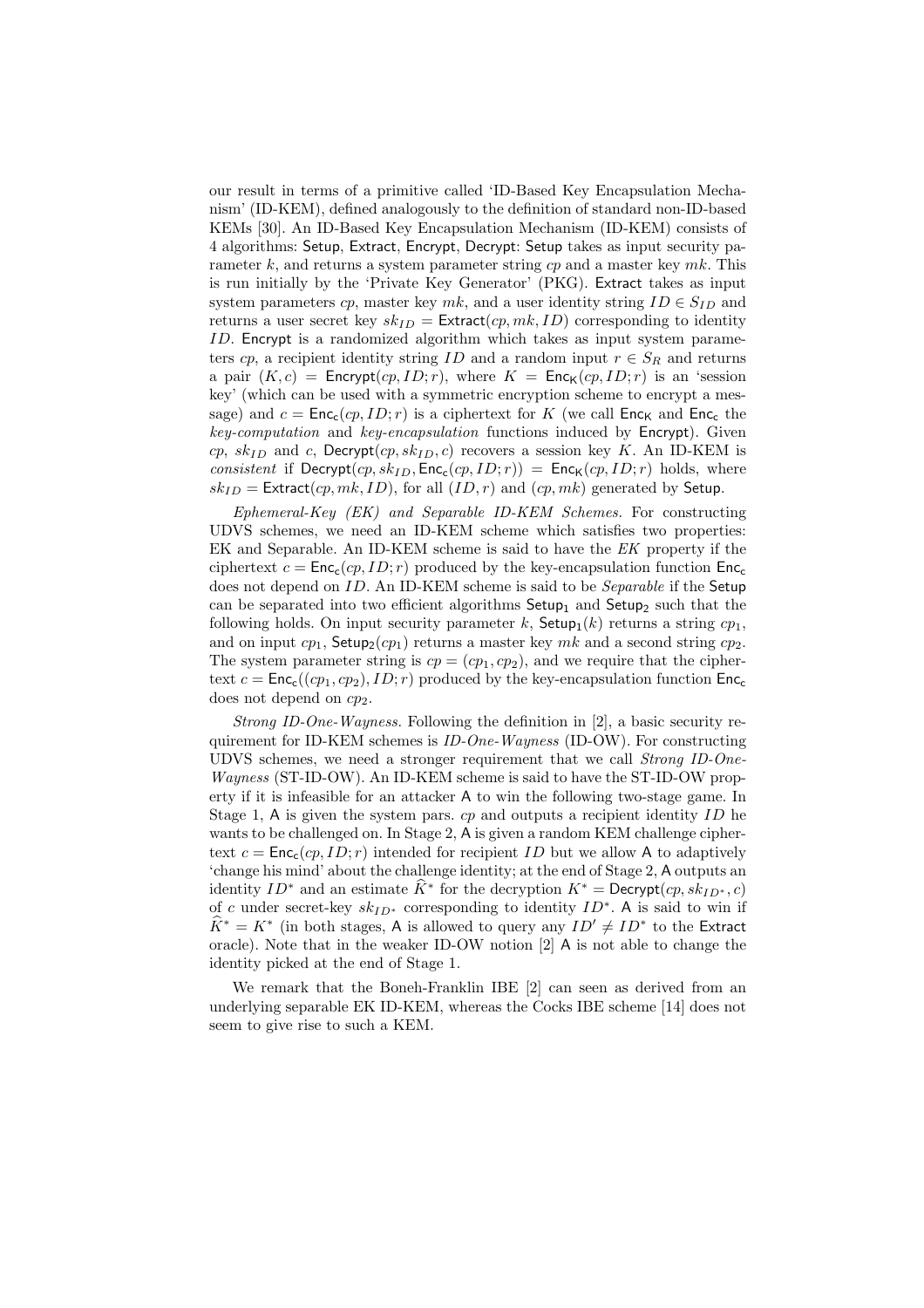our result in terms of a primitive called 'ID-Based Key Encapsulation Mechanism' (ID-KEM), defined analogously to the definition of standard non-ID-based KEMs [30]. An ID-Based Key Encapsulation Mechanism (ID-KEM) consists of 4 algorithms: Setup, Extract, Encrypt, Decrypt: Setup takes as input security parameter $k$, and returns a system parameter string $cp$ and a master key $mk$. This is run initially by the 'Private Key Generator' (PKG). Extract takes as input system parameters $cp$, master key $mk$, and a user identity string $ID \in S_{ID}$ and returns a user secret key $sk_{ID} = \mathsf{Extract}(cp, mk, ID)$ corresponding to identity $ID$. Encrypt is a randomized algorithm which takes as input system parameters $cp$, a recipient identity string $ID$ and a random input $r \in S_R$ and returns a pair $(K, c) = \mathsf{Encrypt}(cp, ID; r)$, where $K = \mathsf{Enc_K}(cp, ID; r)$ is an 'session key' (which can be used with a symmetric encryption scheme to encrypt a message) and $c = \mathsf{Enc_c}(cp, ID; r)$ is a ciphertext for $K$ (we call $\mathsf{Enc_K}$ and $\mathsf{Enc_c}$ the *key-computation* and *key-encapsulation* functions induced by Encrypt). Given $cp$, $sk_{ID}$ and $c$, $\mathsf{Decrypt}(cp, sk_{ID}, c)$ recovers a session key $K$. An ID-KEM is *consistent* if $\mathsf{Decrypt}(cp, sk_{ID}, \mathsf{Enc_c}(cp, ID; r)) = \mathsf{Enc_K}(cp, ID; r)$ holds, where $sk_{ID} = \mathsf{Extract}(cp, mk, ID)$, for all $(ID, r)$ and $(cp, mk)$ generated by Setup.

*Ephemeral-Key (EK) and Separable ID-KEM Schemes.* For constructing UDVS schemes, we need an ID-KEM scheme which satisfies two properties: EK and Separable. An ID-KEM scheme is said to have the *EK* property if the ciphertext $c = \mathsf{Enc_c}(cp, ID; r)$ produced by the key-encapsulation function $\mathsf{Enc_c}$ does not depend on $ID$. An ID-KEM scheme is said to be *Separable* if the Setup can be separated into two efficient algorithms $\mathsf{Setup_1}$ and $\mathsf{Setup_2}$ such that the following holds. On input security parameter $k$, $\mathsf{Setup_1}(k)$ returns a string $cp_1$, and on input $cp_1$, $\mathsf{Setup_2}(cp_1)$ returns a master key $mk$ and a second string $cp_2$. The system parameter string is $cp = (cp_1, cp_2)$, and we require that the ciphertext $c = \mathsf{Enc_c}((cp_1, cp_2), ID; r)$ produced by the key-encapsulation function $\mathsf{Enc_c}$ does not depend on $cp_2$.

*Strong ID-One-Wayness.* Following the definition in [2], a basic security requirement for ID-KEM schemes is *ID-One-Wayness* (ID-OW). For constructing UDVS schemes, we need a stronger requirement that we call *Strong ID-One-Wayness* (ST-ID-OW). An ID-KEM scheme is said to have the ST-ID-OW property if it is infeasible for an attacker A to win the following two-stage game. In Stage 1, A is given the system pars. $cp$ and outputs a recipient identity $ID$ he wants to be challenged on. In Stage 2, A is given a random KEM challenge ciphertext $c = \mathsf{Enc_c}(cp, ID; r)$ intended for recipient $ID$ but we allow A to adaptively 'change his mind' about the challenge identity; at the end of Stage 2, A outputs an identity $ID^*$ and an estimate $\widehat{K}^*$ for the decryption $K^* = \mathsf{Decrypt}(cp, sk_{ID^*}, c)$ of $c$ under secret-key $sk_{ID^*}$ corresponding to identity $ID^*$. A is said to win if $\widehat{K}^* = K^*$ (in both stages, A is allowed to query any $ID' \neq ID^*$ to the Extract oracle). Note that in the weaker ID-OW notion [2] A is not able to change the identity picked at the end of Stage 1.

We remark that the Boneh-Franklin IBE [2] can seen as derived from an underlying separable EK ID-KEM, whereas the Cocks IBE scheme [14] does not seem to give rise to such a KEM.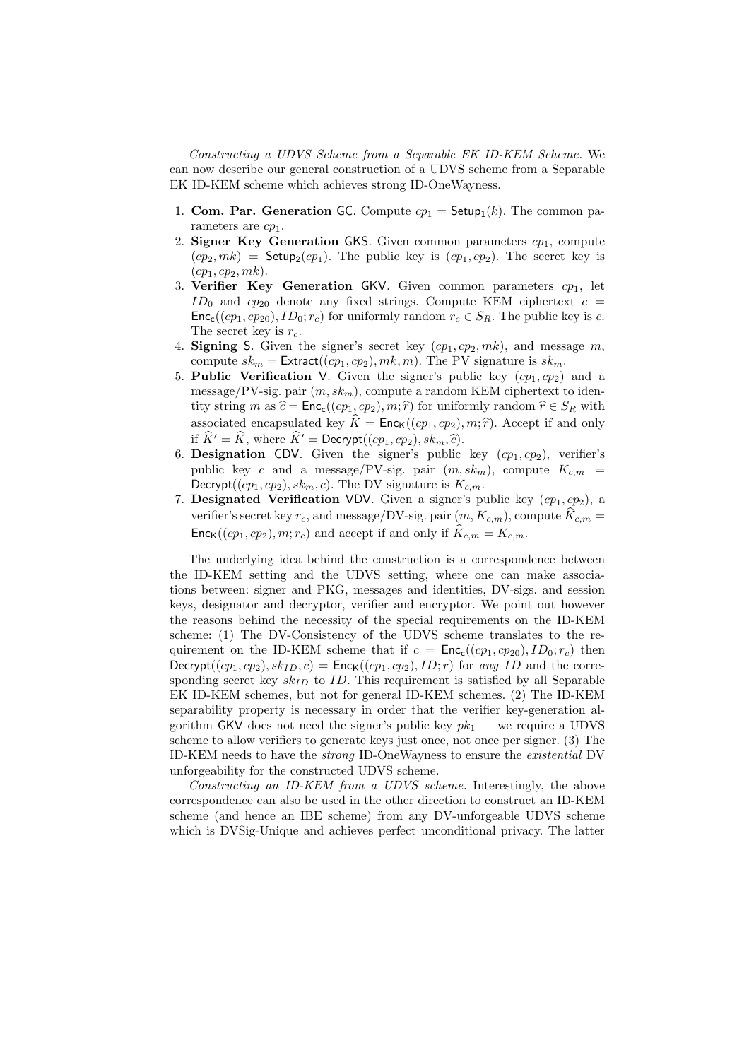*Constructing a UDVS Scheme from a Separable EK ID-KEM Scheme.* We can now describe our general construction of a UDVS scheme from a Separable EK ID-KEM scheme which achieves strong ID-OneWayness.

1. **Com. Par. Generation** $\mathsf{GC}$. Compute $cp_1 = \mathsf{Setup_1}(k)$. The common parameters are $cp_1$.
2. **Signer Key Generation** $\mathsf{GKS}$. Given common parameters $cp_1$, compute $(cp_2, mk) = \mathsf{Setup_2}(cp_1)$. The public key is $(cp_1, cp_2)$. The secret key is $(cp_1, cp_2, mk)$.
3. **Verifier Key Generation** $\mathsf{GKV}$. Given common parameters $cp_1$, let $ID_0$ and $cp_{20}$ denote any fixed strings. Compute KEM ciphertext $c = \mathsf{Enc_c}((cp_1, cp_{20}), ID_0; r_c)$ for uniformly random $r_c \in S_R$. The public key is $c$. The secret key is $r_c$.
4. **Signing** $\mathsf{S}$. Given the signer's secret key $(cp_1, cp_2, mk)$, and message $m$, compute $sk_m = \mathsf{Extract}((cp_1, cp_2), mk, m)$. The PV signature is $sk_m$.
5. **Public Verification** $\mathsf{V}$. Given the signer's public key $(cp_1, cp_2)$ and a message/PV-sig. pair $(m, sk_m)$, compute a random KEM ciphertext to identity string $m$ as $\widehat{c} = \mathsf{Enc_c}((cp_1, cp_2), m; \widehat{r})$ for uniformly random $\widehat{r} \in S_R$ with associated key $\widehat{K} = \mathsf{Enc_K}((cp_1, cp_2), m; \widehat{r})$. Accept if and only if $\widehat{K}' = \widehat{K}$, where $\widehat{K}' = \mathsf{Decrypt}((cp_1, cp_2), sk_m, \widehat{c})$.
6. **Designation** $\mathsf{CDV}$. Given the signer's public key $(cp_1, cp_2)$, verifier's public key $c$ and a message/PV-sig. pair $(m, sk_m)$, compute $K_{c,m} = \mathsf{Decrypt}((cp_1, cp_2), sk_m, c)$. The DV signature is $K_{c,m}$.
7. **Designated Verification** $\mathsf{VDV}$. Given a signer's public key $(cp_1, cp_2)$, a verifier's secret key $r_c$, and message/DV-sig. pair $(m, K_{c,m})$, compute $\widehat{K}_{c,m} = \mathsf{Enc_K}((cp_1, cp_2), m; r_c)$ and accept if and only if $\widehat{K}_{c,m} = K_{c,m}$.

The underlying idea behind the construction is a correspondence between the ID-KEM setting and the UDVS setting, where one can make associations between: signer and PKG, messages and identities, DV-sigs. and session keys, designator and decryptor, verifier and encryptor. We point out however the reasons behind the necessity of the special requirements on the ID-KEM scheme: (1) The DV-Consistency of the UDVS scheme translates to the requirement on the ID-KEM scheme that if $c = \mathsf{Enc_c}((cp_1, cp_{20}), ID_0; r_c)$ then $\mathsf{Decrypt}((cp_1, cp_2), sk_{ID}, c) = \mathsf{Enc_K}((cp_1, cp_2), ID; r)$ for *any* $ID$ and the corresponding secret key $sk_{ID}$ to $ID$. This requirement is satisfied by all Separable EK ID-KEM schemes, but not for general ID-KEM schemes. (2) The ID-KEM separability property is necessary in order that the verifier key-generation algorithm $\mathsf{GKV}$ does not need the signer's public key $pk_1$ — we require a UDVS scheme to allow verifiers to generate keys just once, not once per signer. (3) The ID-KEM needs to have the *strong* ID-OneWayness to ensure the *existential* DV unforgeability for the constructed UDVS scheme.

*Constructing an ID-KEM from a UDVS scheme.* Interestingly, the above correspondence can also be used in the other direction to construct an ID-KEM scheme (and hence an IBE scheme) from any DV-unforgeable UDVS scheme which is DVSig-Unique and achieves perfect unconditional privacy. The latter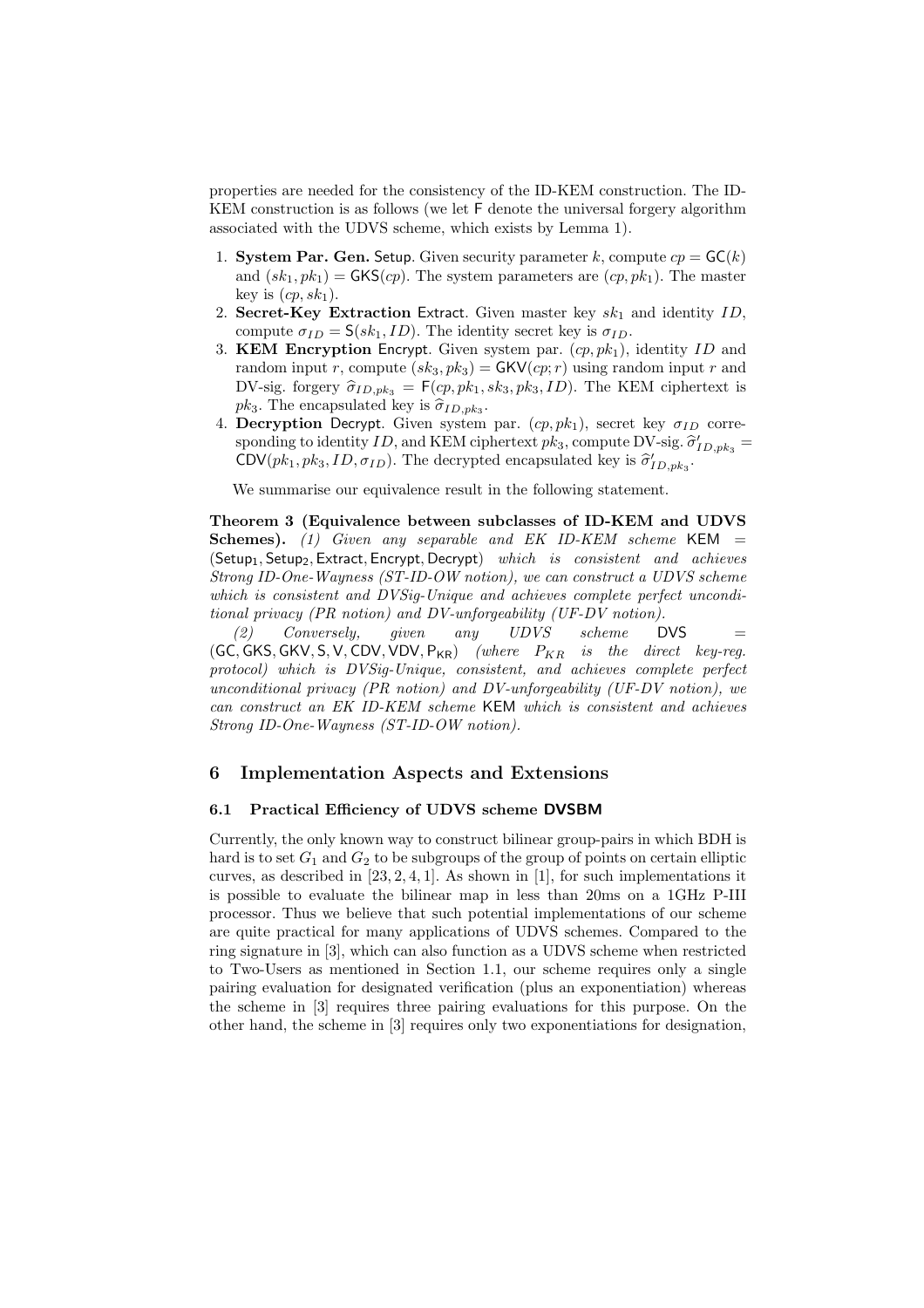properties are needed for the consistency of the ID-KEM construction. The ID-KEM construction is as follows (we let $\mathsf{F}$ denote the universal forgery algorithm associated with the UDVS scheme, which exists by Lemma 1).

1. **System Par. Gen.** Setup. Given security parameter $k$, compute $cp = \mathsf{GC}(k)$ and $(sk_1, pk_1) = \mathsf{GKS}(cp)$. The system parameters are $(cp, pk_1)$. The master key is $(cp, sk_1)$.
2. **Secret-Key Extraction** Extract. Given master key $sk_1$ and identity $ID$, compute $\sigma_{ID} = \mathsf{S}(sk_1, ID)$. The identity secret key is $\sigma_{ID}$.
3. **KEM Encryption** Encrypt. Given system par. $(cp, pk_1)$, identity $ID$ and random input $r$, compute $(sk_3, pk_3) = \mathsf{GKV}(cp; r)$ using random input $r$ and DV-sig. forgery $\widehat{\sigma}_{ID,pk_3} = \mathsf{F}(cp, pk_1, sk_3, pk_3, ID)$. The KEM ciphertext is $pk_3$. The encapsulated key is $\widehat{\sigma}_{ID,pk_3}$.
4. **Decryption** Decrypt. Given system par. $(cp, pk_1)$, secret key $\sigma_{ID}$ corresponding to identity $ID$, and KEM ciphertext $pk_3$, compute DV-sig. $\widehat{\sigma}'_{ID,pk_3} = \mathsf{CDV}(pk_1, pk_3, ID, \sigma_{ID})$. The decrypted encapsulated key is $\widehat{\sigma}'_{ID,pk_3}$.

We summarise our equivalence result in the following statement.

**Theorem 3 (Equivalence between subclasses of ID-KEM and UDVS Schemes).** *(1) Given any separable and EK ID-KEM scheme* $\mathsf{KEM} = (\mathsf{Setup}_1, \mathsf{Setup}_2, \mathsf{Extract}, \mathsf{Encrypt}, \mathsf{Decrypt})$ *which is consistent and achieves Strong ID-One-Wayness (ST-ID-OW notion), we can construct a UDVS scheme which is consistent and DVSig-Unique and achieves complete perfect unconditional privacy (PR notion) and DV-unforgeability (UF-DV notion).*

*(2) Conversely, given any UDVS scheme* $\mathsf{DVS} = (\mathsf{GC}, \mathsf{GKS}, \mathsf{GKV}, \mathsf{S}, \mathsf{V}, \mathsf{CDV}, \mathsf{VDV}, \mathsf{P}_{\mathsf{KR}})$ *(where $P_{KR}$ is the direct key-reg. protocol) which is DVSig-Unique, consistent, and achieves complete perfect unconditional privacy (PR notion) and DV-unforgeability (UF-DV notion), we can construct an EK ID-KEM scheme* $\mathsf{KEM}$ *which is consistent and achieves Strong ID-One-Wayness (ST-ID-OW notion).*

## 6 Implementation Aspects and Extensions

### 6.1 Practical Efficiency of UDVS scheme DVSBM

Currently, the only known way to construct bilinear group-pairs in which BDH is hard is to set $G_1$ and $G_2$ to be subgroups of the group of points on certain elliptic curves, as described in [23, 2, 4, 1]. As shown in [1], for such implementations it is possible to evaluate the bilinear map in less than 20ms on a 1GHz P-III processor. Thus we believe that such potential implementations of our scheme are quite practical for many applications of UDVS schemes. Compared to the ring signature in [3], which can also function as a UDVS scheme when restricted to Two-Users as mentioned in Section 1.1, our scheme requires only a single pairing evaluation for designated verification (plus an exponentiation) whereas the scheme in [3] requires three pairing evaluations for this purpose. On the other hand, the scheme in [3] requires only two exponentiations for designation,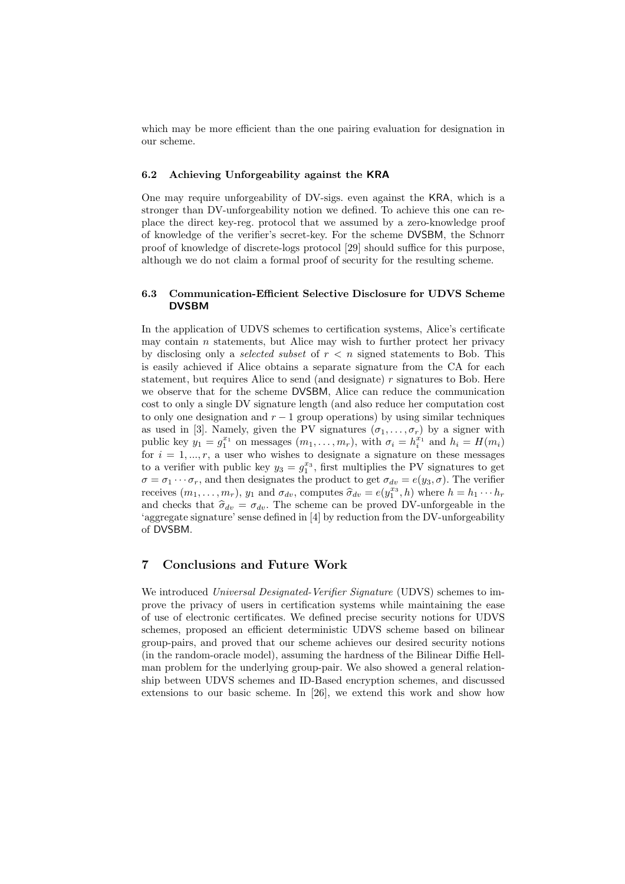which may be more efficient than the one pairing evaluation for designation in our scheme.

### 6.2 Achieving Unforgeability against the KRA

One may require unforgeability of DV-sigs. even against the KRA, which is a stronger than DV-unforgeability notion we defined. To achieve this one can replace the direct key-reg. protocol that we assumed by a zero-knowledge proof of knowledge of the verifier's secret-key. For the scheme DVSBM, the Schnorr proof of knowledge of discrete-logs protocol [29] should suffice for this purpose, although we do not claim a formal proof of security for the resulting scheme.

### 6.3 Communication-Efficient Selective Disclosure for UDVS Scheme DVSBM

In the application of UDVS schemes to certification systems, Alice's certificate may contain $n$ statements, but Alice may wish to further protect her privacy by disclosing only a *selected subset* of $r < n$ signed statements to Bob. This is easily achieved if Alice obtains a separate signature from the CA for each statement, but requires Alice to send (and designate) $r$ signatures to Bob. Here we observe that for the scheme DVSBM, Alice can reduce the communication cost to only a single DV signature length (and also reduce her computation cost to only one designation and $r-1$ group operations) by using similar techniques as used in [3]. Namely, given the PV signatures $(\sigma_1, \ldots, \sigma_r)$ by a signer with public key $y_1 = g_1^{x_1}$ on messages $(m_1, \ldots, m_r)$, with $\sigma_i = h_i^{x_1}$ and $h_i = H(m_i)$ for $i = 1, ..., r$, a user who wishes to designate a signature on these messages to a verifier with public key $y_3 = g_1^{x_3}$, first multiplies the PV signatures to get $\sigma = \sigma_1 \cdots \sigma_r$, and then designates the product to get $\sigma_{dv} = e(y_3, \sigma)$. The verifier receives $(m_1, \ldots, m_r)$, $y_1$ and $\sigma_{dv}$, computes $\widehat{\sigma}_{dv} = e(y_1^{x_3}, h)$ where $h = h_1 \cdots h_r$ and checks that $\widehat{\sigma}_{dv} = \sigma_{dv}$. The scheme can be proved DV-unforgeable in the 'aggregate signature' sense defined in [4] by reduction from the DV-unforgeability of DVSBM.

## 7 Conclusions and Future Work

We introduced *Universal Designated-Verifier Signature* (UDVS) schemes to improve the privacy of users in certification systems while maintaining the ease of use of electronic certificates. We defined precise security notions for UDVS schemes, proposed an efficient deterministic UDVS scheme based on bilinear group-pairs, and proved that our scheme achieves our desired security notions (in the random-oracle model), assuming the hardness of the Bilinear Diffie Hellman problem for the underlying group-pair. We also showed a general relationship between UDVS schemes and ID-Based encryption schemes, and discussed extensions to our basic scheme. In [26], we extend this work and show how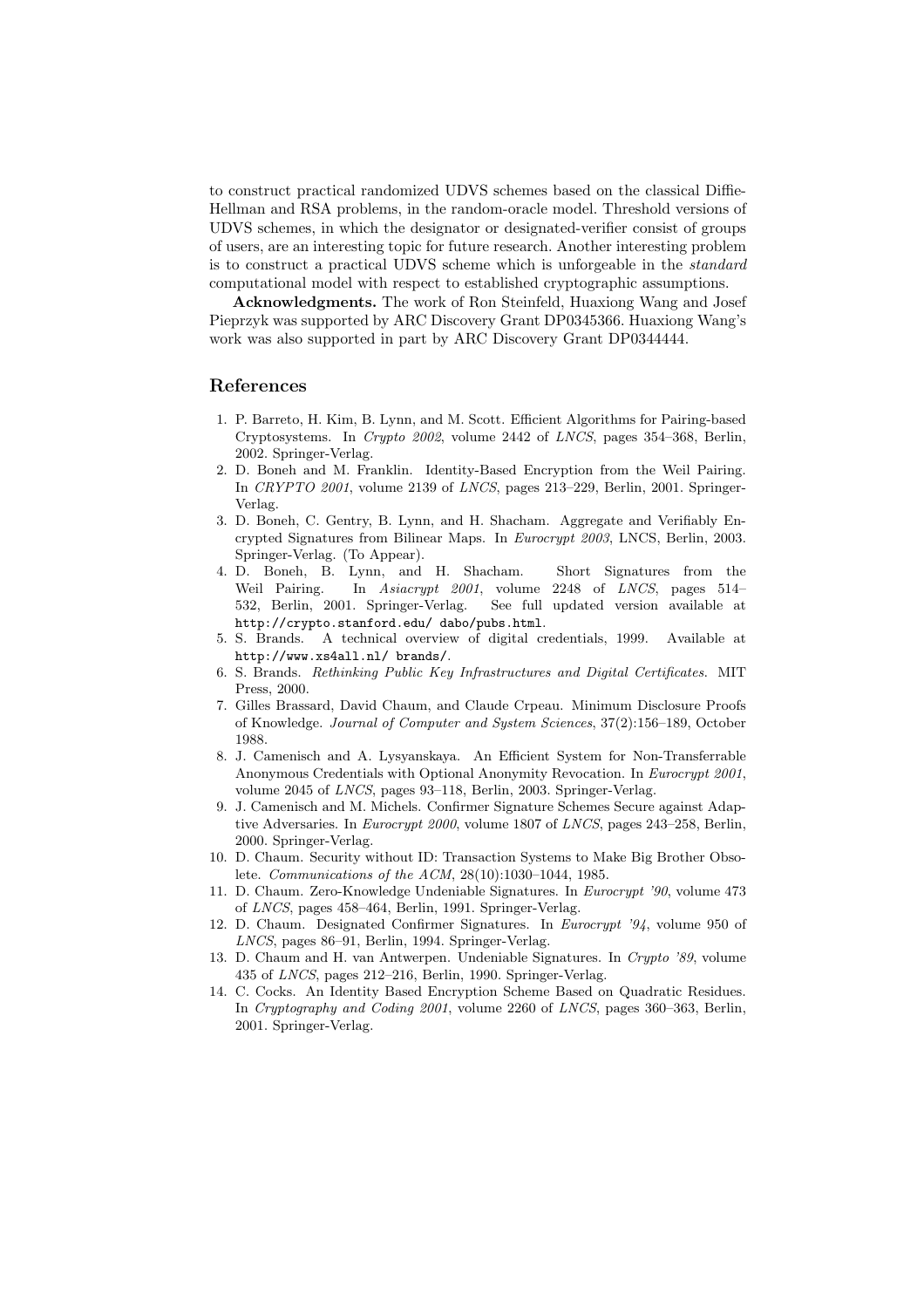to construct practical randomized UDVS schemes based on the classical Diffie-Hellman and RSA problems, in the random-oracle model. Threshold versions of UDVS schemes, in which the designator or designated-verifier consist of groups of users, are an interesting topic for future research. Another interesting problem is to construct a practical UDVS scheme which is unforgeable in the *standard* computational model with respect to established cryptographic assumptions.

**Acknowledgments.** The work of Ron Steinfeld, Huaxiong Wang and Josef Pieprzyk was supported by ARC Discovery Grant DP0345366. Huaxiong Wang's work was also supported in part by ARC Discovery Grant DP0344444.

## References

1. P. Barreto, H. Kim, B. Lynn, and M. Scott. Efficient Algorithms for Pairing-based Cryptosystems. In *Crypto 2002*, volume 2442 of *LNCS*, pages 354–368, Berlin, 2002. Springer-Verlag.
2. D. Boneh and M. Franklin. Identity-Based Encryption from the Weil Pairing. In *CRYPTO 2001*, volume 2139 of *LNCS*, pages 213–229, Berlin, 2001. Springer-Verlag.
3. D. Boneh, C. Gentry, B. Lynn, and H. Shacham. Aggregate and Verifiably Encrypted Signatures from Bilinear Maps. In *Eurocrypt 2003*, LNCS, Berlin, 2003. Springer-Verlag. (To Appear).
4. D. Boneh, B. Lynn, and H. Shacham. Short Signatures from the Weil Pairing. In *Asiacrypt 2001*, volume 2248 of *LNCS*, pages 514–532, Berlin, 2001. Springer-Verlag. See full updated version available at `http://crypto.stanford.edu/ dabo/pubs.html`.
5. S. Brands. A technical overview of digital credentials, 1999. Available at `http://www.xs4all.nl/ brands/`.
6. S. Brands. *Rethinking Public Key Infrastructures and Digital Certificates*. MIT Press, 2000.
7. Gilles Brassard, David Chaum, and Claude Crpeau. Minimum Disclosure Proofs of Knowledge. *Journal of Computer and System Sciences*, 37(2):156–189, October 1988.
8. J. Camenisch and A. Lysyanskaya. An Efficient System for Non-Transferrable Anonymous Credentials with Optional Anonymity Revocation. In *Eurocrypt 2001*, volume 2045 of *LNCS*, pages 93–118, Berlin, 2003. Springer-Verlag.
9. J. Camenisch and M. Michels. Confirmer Signature Schemes Secure against Adaptive Adversaries. In *Eurocrypt 2000*, volume 1807 of *LNCS*, pages 243–258, Berlin, 2000. Springer-Verlag.
10. D. Chaum. Security without ID: Transaction Systems to Make Big Brother Obsolete. *Communications of the ACM*, 28(10):1030–1044, 1985.
11. D. Chaum. Zero-Knowledge Undeniable Signatures. In *Eurocrypt '90*, volume 473 of *LNCS*, pages 458–464, Berlin, 1991. Springer-Verlag.
12. D. Chaum. Designated Confirmer Signatures. In *Eurocrypt '94*, volume 950 of *LNCS*, pages 86–91, Berlin, 1994. Springer-Verlag.
13. D. Chaum and H. van Antwerpen. Undeniable Signatures. In *Crypto '89*, volume 435 of *LNCS*, pages 212–216, Berlin, 1990. Springer-Verlag.
14. C. Cocks. An Identity Based Encryption Scheme Based on Quadratic Residues. In *Cryptography and Coding 2001*, volume 2260 of *LNCS*, pages 360–363, Berlin, 2001. Springer-Verlag.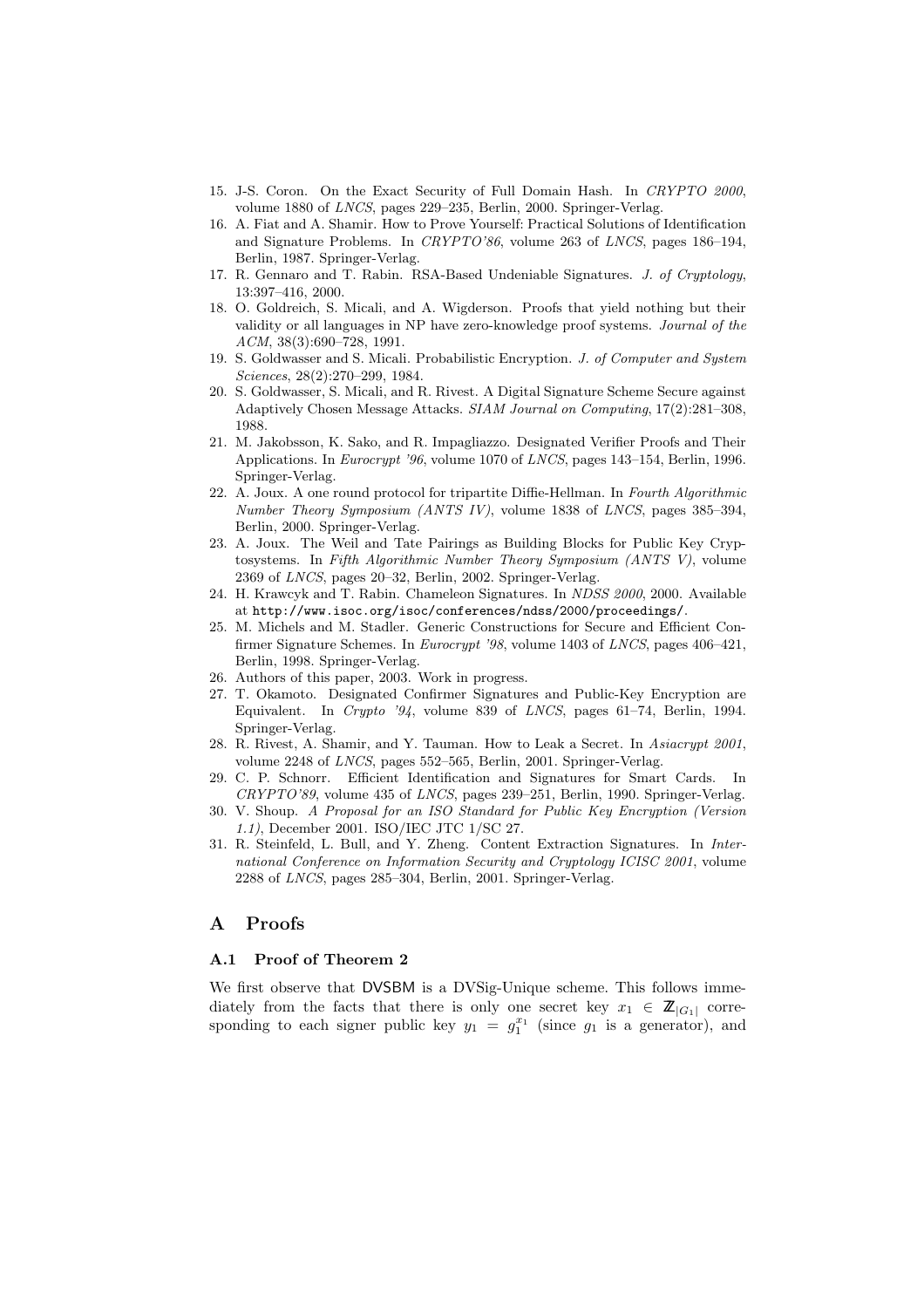15. J-S. Coron. On the Exact Security of Full Domain Hash. In *CRYPTO 2000*, volume 1880 of *LNCS*, pages 229–235, Berlin, 2000. Springer-Verlag.
16. A. Fiat and A. Shamir. How to Prove Yourself: Practical Solutions of Identification and Signature Problems. In *CRYPTO'86*, volume 263 of *LNCS*, pages 186–194, Berlin, 1987. Springer-Verlag.
17. R. Gennaro and T. Rabin. RSA-Based Undeniable Signatures. *J. of Cryptology*, 13:397–416, 2000.
18. O. Goldreich, S. Micali, and A. Wigderson. Proofs that yield nothing but their validity or all languages in NP have zero-knowledge proof systems. *Journal of the ACM*, 38(3):690–728, 1991.
19. S. Goldwasser and S. Micali. Probabilistic Encryption. *J. of Computer and System Sciences*, 28(2):270–299, 1984.
20. S. Goldwasser, S. Micali, and R. Rivest. A Digital Signature Scheme Secure against Adaptively Chosen Message Attacks. *SIAM Journal on Computing*, 17(2):281–308, 1988.
21. M. Jakobsson, K. Sako, and R. Impagliazzo. Designated Verifier Proofs and Their Applications. In *Eurocrypt '96*, volume 1070 of *LNCS*, pages 143–154, Berlin, 1996. Springer-Verlag.
22. A. Joux. A one round protocol for tripartite Diffie-Hellman. In *Fourth Algorithmic Number Theory Symposium (ANTS IV)*, volume 1838 of *LNCS*, pages 385–394, Berlin, 2000. Springer-Verlag.
23. A. Joux. The Weil and Tate Pairings as Building Blocks for Public Key Cryptosystems. In *Fifth Algorithmic Number Theory Symposium (ANTS V)*, volume 2369 of *LNCS*, pages 20–32, Berlin, 2002. Springer-Verlag.
24. H. Krawcyk and T. Rabin. Chameleon Signatures. In *NDSS 2000*, 2000. Available at `http://www.isoc.org/isoc/conferences/ndss/2000/proceedings/`.
25. M. Michels and M. Stadler. Generic Constructions for Secure and Efficient Confirmer Signature Schemes. In *Eurocrypt '98*, volume 1403 of *LNCS*, pages 406–421, Berlin, 1998. Springer-Verlag.
26. Authors of this paper, 2003. Work in progress.
27. T. Okamoto. Designated Confirmer Signatures and Public-Key Encryption are Equivalent. In *Crypto '94*, volume 839 of *LNCS*, pages 61–74, Berlin, 1994. Springer-Verlag.
28. R. Rivest, A. Shamir, and Y. Tauman. How to Leak a Secret. In *Asiacrypt 2001*, volume 2248 of *LNCS*, pages 552–565, Berlin, 2001. Springer-Verlag.
29. C. P. Schnorr. Efficient Identification and Signatures for Smart Cards. In *CRYPTO'89*, volume 435 of *LNCS*, pages 239–251, Berlin, 1990. Springer-Verlag.
30. V. Shoup. *A Proposal for an ISO Standard for Public Key Encryption (Version 1.1)*, December 2001. ISO/IEC JTC 1/SC 27.
31. R. Steinfeld, L. Bull, and Y. Zheng. Content Extraction Signatures. In *International Conference on Information Security and Cryptology ICISC 2001*, volume 2288 of *LNCS*, pages 285–304, Berlin, 2001. Springer-Verlag.

## A Proofs

### A.1 Proof of Theorem 2

We first observe that DVSBM is a DVSig-Unique scheme. This follows immediately from the facts that there is only one secret key $x_1 \in \mathbb{Z}_{|G_1|}$ corresponding to each signer public key $y_1 = g_1^{x_1}$ (since $g_1$ is a generator), and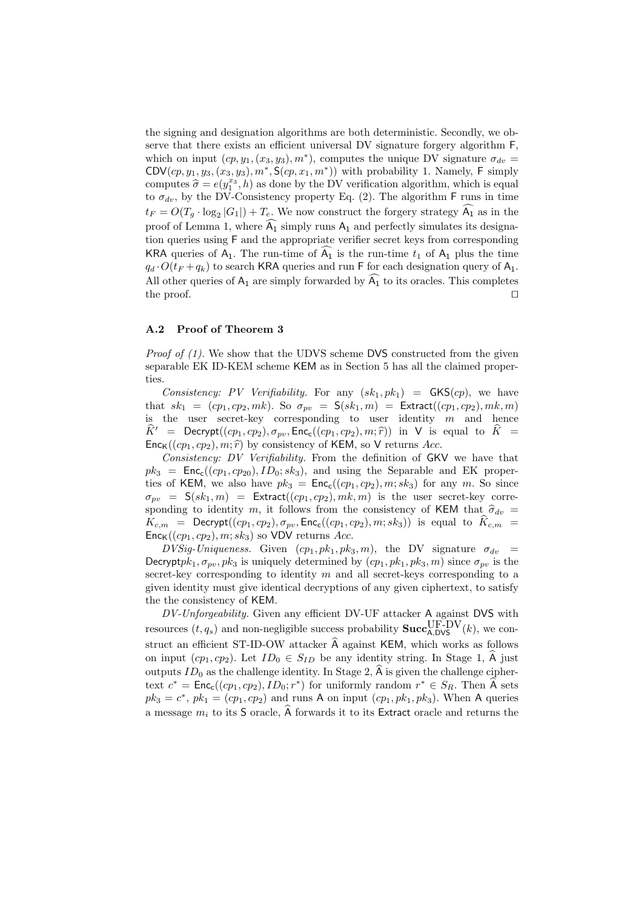the signing and designation algorithms are both deterministic. Secondly, we observe that there exists an efficient universal DV signature forgery algorithm $\mathsf{F}$, which on input $(cp, y_1, (x_3, y_3), m^*)$, computes the unique DV signature $\sigma_{dv} = \mathsf{CDV}(cp, y_1, y_3, (x_3, y_3), m^*, \mathsf{S}(cp, x_1, m^*))$ with probability 1. Namely, $\mathsf{F}$ simply computes $\widehat{\sigma} = e(y_1^{x_3}, h)$ as done by the DV verification algorithm, which is equal to $\sigma_{dv}$, by the DV-Consistency property Eq. (2). The algorithm $\mathsf{F}$ runs in time $t_F = O(T_g \cdot \log_2 |G_1|) + T_e$. We now construct the forgery strategy $\widehat{\mathsf{A}_1}$ as in the proof of Lemma 1, where $\widehat{\mathsf{A}_1}$ simply runs $\mathsf{A}_1$ and perfectly simulates its designation queries using $\mathsf{F}$ and the appropriate verifier secret keys from corresponding $\mathsf{KRA}$ queries of $\mathsf{A}_1$. The run-time of $\widehat{\mathsf{A}_1}$ is the run-time $t_1$ of $\mathsf{A}_1$ plus the time $q_d \cdot O(t_F + q_k)$ to search $\mathsf{KRA}$ queries and run $\mathsf{F}$ for each designation query of $\mathsf{A}_1$. All other queries of $\mathsf{A}_1$ are simply forwarded by $\widehat{\mathsf{A}_1}$ to its oracles. This completes the proof. □

### A.2 Proof of Theorem 3

*Proof of (1).* We show that the UDVS scheme $\mathsf{DVS}$ constructed from the given separable EK ID-KEM scheme $\mathsf{KEM}$ as in Section 5 has all the claimed properties.

*Consistency: PV Verifiability.* For any $(sk_1, pk_1) = \mathsf{GKS}(cp)$, we have that $sk_1 = (cp_1, cp_2, mk)$. So $\sigma_{pv} = \mathsf{S}(sk_1, m) = \mathsf{Extract}((cp_1, cp_2), mk, m)$ is the user secret-key corresponding to user identity $m$ and hence $\widehat{K}' = \mathsf{Decrypt}((cp_1, cp_2), \sigma_{pv}, \mathsf{Enc_c}((cp_1, cp_2), m; \widehat{r}))$ in $\mathsf{V}$ is equal to $\widehat{K} = \mathsf{Enc_K}((cp_1, cp_2), m; \widehat{r})$ by consistency of $\mathsf{KEM}$, so $\mathsf{V}$ returns *Acc*.

*Consistency: DV Verifiability.* From the definition of $\mathsf{GKV}$ we have that $pk_3 = \mathsf{Enc_c}((cp_1, cp_{20}), ID_0; sk_3)$, and using the Separable and EK properties of $\mathsf{KEM}$, we also have $pk_3 = \mathsf{Enc_c}((cp_1, cp_2), m; sk_3)$ for any $m$. So since $\sigma_{pv} = \mathsf{S}(sk_1, m) = \mathsf{Extract}((cp_1, cp_2), mk, m)$ is the user secret-key corresponding to identity $m$, it follows from the consistency of $\mathsf{KEM}$ that $\widehat{\sigma}_{dv} = K_{c,m} = \mathsf{Decrypt}((cp_1, cp_2), \sigma_{pv}, \mathsf{Enc_c}((cp_1, cp_2), m; sk_3))$ is equal to $\widehat{K}_{c,m} = \mathsf{Enc_K}((cp_1, cp_2), m; sk_3)$ so $\mathsf{VDV}$ returns *Acc*.

*DVSig-Uniqueness.* Given $(cp_1, pk_1, pk_3, m)$, the DV signature $\sigma_{dv} = \mathsf{Decrypt} pk_1, \sigma_{pv}, pk_3$ is uniquely determined by $(cp_1, pk_1, pk_3, m)$ since $\sigma_{pv}$ is the secret-key corresponding to identity $m$ and all secret-keys corresponding to a given identity must give identical decryptions of any given ciphertext, to satisfy the the consistency of $\mathsf{KEM}$.

*DV-Unforgeability.* Given any efficient DV-UF attacker $\mathsf{A}$ against $\mathsf{DVS}$ with resources $(t, q_s)$ and non-negligible success probability $\mathbf{Succ}^{\text{UF-DV}}_{\mathsf{A},\mathsf{DVS}}(k)$, we construct an efficient ST-ID-OW attacker $\widehat{\mathsf{A}}$ against $\mathsf{KEM}$, which works as follows on input $(cp_1, cp_2)$. Let $ID_0 \in S_{ID}$ be any identity string. In Stage 1, $\widehat{\mathsf{A}}$ just outputs $ID_0$ as the challenge identity. In Stage 2, $\widehat{\mathsf{A}}$ is given the challenge ciphertext $c^* = \mathsf{Enc_c}((cp_1, cp_2), ID_0; r^*)$ for uniformly random $r^* \in S_R$. Then $\widehat{\mathsf{A}}$ sets $pk_3 = c^*$, $pk_1 = (cp_1, cp_2)$ and runs $\mathsf{A}$ on input $(cp_1, pk_1, pk_3)$. When $\mathsf{A}$ queries a message $m_i$ to its $\mathsf{S}$ oracle, $\widehat{\mathsf{A}}$ forwards it to its $\mathsf{Extract}$ oracle and returns the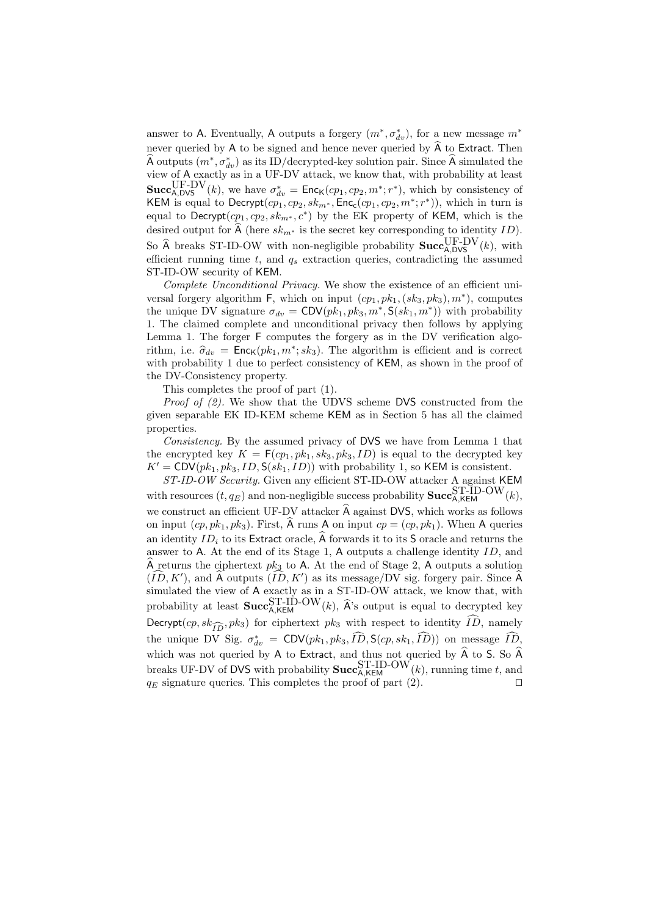answer to $\mathsf{A}$. Eventually, $\mathsf{A}$ outputs a forgery $(m^*, \sigma^*_{dv})$, for a new message $m^*$ never queried by $\mathsf{A}$ to be signed and hence never queried by $\widehat{\mathsf{A}}$ to $\mathsf{Extract}$. Then $\widehat{\mathsf{A}}$ outputs $(m^*, \sigma^*_{dv})$ as its ID/decrypted-key solution pair. Since $\widehat{\mathsf{A}}$ simulated the view of $\mathsf{A}$ exactly as in a UF-DV attack, we know that, with probability at least $\mathbf{Succ}^{\text{UF-DV}}_{\mathsf{A},\mathsf{DVS}}(k)$, we have $\sigma^*_{dv} = \mathsf{Enc}_{\mathsf{K}}(cp_1, cp_2, m^*; r^*)$, which by consistency of $\mathsf{KEM}$ is equal to $\mathsf{Decrypt}(cp_1, cp_2, sk_{m^*}, \mathsf{Enc}_{\mathsf{c}}(cp_1, cp_2, m^*; r^*))$, which in turn is equal to $\mathsf{Decrypt}(cp_1, cp_2, sk_{m^*}, c^*)$ by the EK property of $\mathsf{KEM}$, which is the desired output for $\widehat{\mathsf{A}}$ (here $sk_{m^*}$ is the secret key corresponding to identity $ID$). So $\widehat{\mathsf{A}}$ breaks ST-ID-OW with non-negligible probability $\mathbf{Succ}^{\text{UF-DV}}_{\mathsf{A},\mathsf{DVS}}(k)$, with efficient running time $t$, and $q_s$ extraction queries, contradicting the assumed ST-ID-OW security of $\mathsf{KEM}$.

*Complete Unconditional Privacy.* We show the existence of an efficient universal forgery algorithm $\mathsf{F}$, which on input $(cp_1, pk_1, (sk_3, pk_3), m^*)$, computes the unique DV signature $\sigma_{dv} = \mathsf{CDV}(pk_1, pk_3, m^*, \mathsf{S}(sk_1, m^*))$ with probability 1. The claimed complete and unconditional privacy then follows by applying Lemma 1. The forger $\mathsf{F}$ computes the forgery as in the DV verification algorithm, i.e. $\widehat{\sigma}_{dv} = \mathsf{Enc}_{\mathsf{K}}(pk_1, m^*; sk_3)$. The algorithm is efficient and is correct with probability 1 due to perfect consistency of $\mathsf{KEM}$, as shown in the proof of the DV-Consistency property.

This completes the proof of part (1).

*Proof of (2).* We show that the UDVS scheme $\mathsf{DVS}$ constructed from the given separable EK ID-KEM scheme $\mathsf{KEM}$ as in Section 5 has all the claimed properties.

*Consistency.* By the assumed privacy of $\mathsf{DVS}$ we have from Lemma 1 that the encrypted key $K = \mathsf{F}(cp_1, pk_1, sk_3, pk_3, ID)$ is equal to the decrypted key $K' = \mathsf{CDV}(pk_1, pk_3, ID, \mathsf{S}(sk_1, ID))$ with probability 1, so $\mathsf{KEM}$ is consistent.

*ST-ID-OW Security.* Given any efficient ST-ID-OW attacker $\mathsf{A}$ against $\mathsf{KEM}$ with resources $(t, q_E)$ and non-negligible success probability $\mathbf{Succ}^{\text{ST-ID-OW}}_{\mathsf{A},\mathsf{KEM}}(k)$, we construct an efficient UF-DV attacker $\widehat{\mathsf{A}}$ against $\mathsf{DVS}$, which works as follows on input $(cp, pk_1, pk_3)$. First, $\widehat{\mathsf{A}}$ runs $\mathsf{A}$ on input $cp = (cp, pk_1)$. When $\mathsf{A}$ queries an identity $ID_i$ to its $\mathsf{Extract}$ oracle, $\widehat{\mathsf{A}}$ forwards it to its $\mathsf{S}$ oracle and returns the answer to $\mathsf{A}$. At the end of its Stage 1, $\mathsf{A}$ outputs a challenge identity $ID$, and $\widehat{\mathsf{A}}$ returns the ciphertext $pk_3$ to $\mathsf{A}$. At the end of Stage 2, $\mathsf{A}$ outputs a solution $(\widehat{ID}, K')$, and $\widehat{\mathsf{A}}$ outputs $(\widehat{ID}, K')$ as its message/DV sig. forgery pair. Since $\widehat{\mathsf{A}}$ simulated the view of $\mathsf{A}$ exactly as in a ST-ID-OW attack, we know that, with probability at least $\mathbf{Succ}^{\text{ST-ID-OW}}_{\mathsf{A},\mathsf{KEM}}(k)$, $\widehat{\mathsf{A}}$'s output is equal to decrypted key $\mathsf{Decrypt}(cp, sk_{\widehat{ID}}, pk_3)$ for ciphertext $pk_3$ with respect to identity $\widehat{ID}$, namely the unique DV Sig. $\sigma^*_{dv} = \mathsf{CDV}(pk_1, pk_3, \widehat{ID}, \mathsf{S}(cp, sk_1, \widehat{ID}))$ on message $\widehat{ID}$, which was not queried by $\mathsf{A}$ to $\mathsf{Extract}$, and thus not queried by $\widehat{\mathsf{A}}$ to $\mathsf{S}$. So $\widehat{\mathsf{A}}$ breaks UF-DV of $\mathsf{DVS}$ with probability $\mathbf{Succ}^{\text{ST-ID-OW}}_{\mathsf{A},\mathsf{KEM}}(k)$, running time $t$, and $q_E$ signature queries. This completes the proof of part (2). $\square$